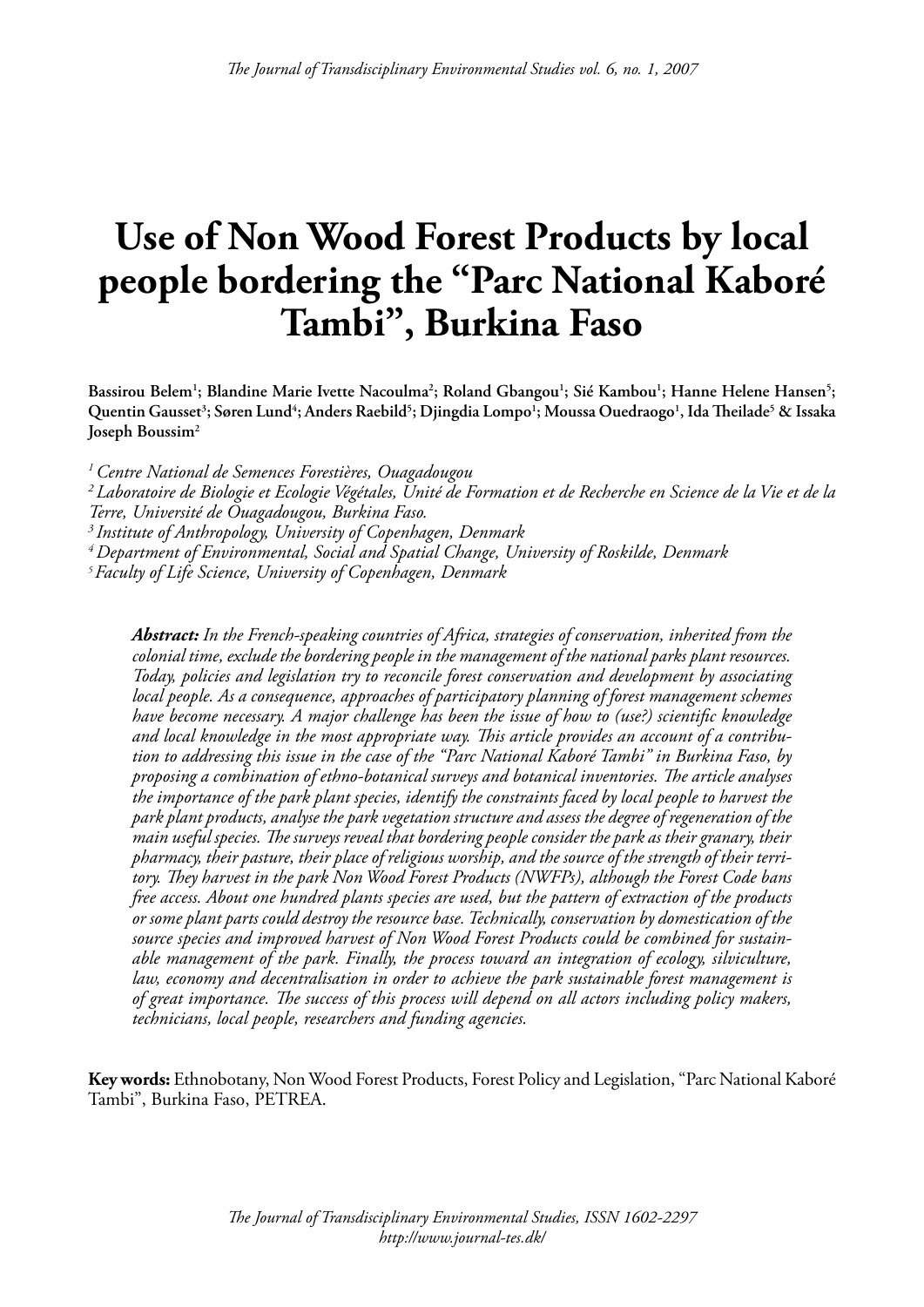# Use of Non Wood Forest Products by local people bordering the "Parc National Kaboré Tambi", Burkina Faso

**Bassirou Belem[1]; Blandine Marie Ivette Nacoulma[2]; Roland Gbangou[1]; Sié Kambou[1]; Hanne Helene Hansen[5]; Quentin Gausset[3]; Søren Lund[4]; Anders Raebild[5]; Djingdia Lompo[1]; Moussa Ouedraogo[1], Ida Theilade[5] & Issaka Joseph Boussim[2]**

*[1] Centre National de Semences Forestières, Ouagadougou*
*[2] Laboratoire de Biologie et Ecologie Végétales, Unité de Formation et de Recherche en Science de la Vie et de la Terre, Université de Ouagadougou, Burkina Faso.*
*[3] Institute of Anthropology, University of Copenhagen, Denmark*
*[4] Department of Environmental, Social and Spatial Change, University of Roskilde, Denmark*
*[5] Faculty of Life Science, University of Copenhagen, Denmark*

***Abstract:*** *In the French-speaking countries of Africa, strategies of conservation, inherited from the colonial time, exclude the bordering people in the management of the national parks plant resources. Today, policies and legislation try to reconcile forest conservation and development by associating local people. As a consequence, approaches of participatory planning of forest management schemes have become necessary. A major challenge has been the issue of how to (use?) scientific knowledge and local knowledge in the most appropriate way. This article provides an account of a contribution to addressing this issue in the case of the "Parc National Kaboré Tambi" in Burkina Faso, by proposing a combination of ethno-botanical surveys and botanical inventories. The article analyses the importance of the park plant species, identify the constraints faced by local people to harvest the park plant products, analyse the park vegetation structure and assess the degree of regeneration of the main useful species. The surveys reveal that bordering people consider the park as their granary, their pharmacy, their pasture, their place of religious worship, and the source of the strength of their territory. They harvest in the park Non Wood Forest Products (NWFPs), although the Forest Code bans free access. About one hundred plants species are used, but the pattern of extraction of the products or some plant parts could destroy the resource base. Technically, conservation by domestication of the source species and improved harvest of Non Wood Forest Products could be combined for sustainable management of the park. Finally, the process toward an integration of ecology, silviculture, law, economy and decentralisation in order to achieve the park sustainable forest management is of great importance. The success of this process will depend on all actors including policy makers, technicians, local people, researchers and funding agencies.*

**Key words:** Ethnobotany, Non Wood Forest Products, Forest Policy and Legislation, "Parc National Kaboré Tambi", Burkina Faso, PETREA.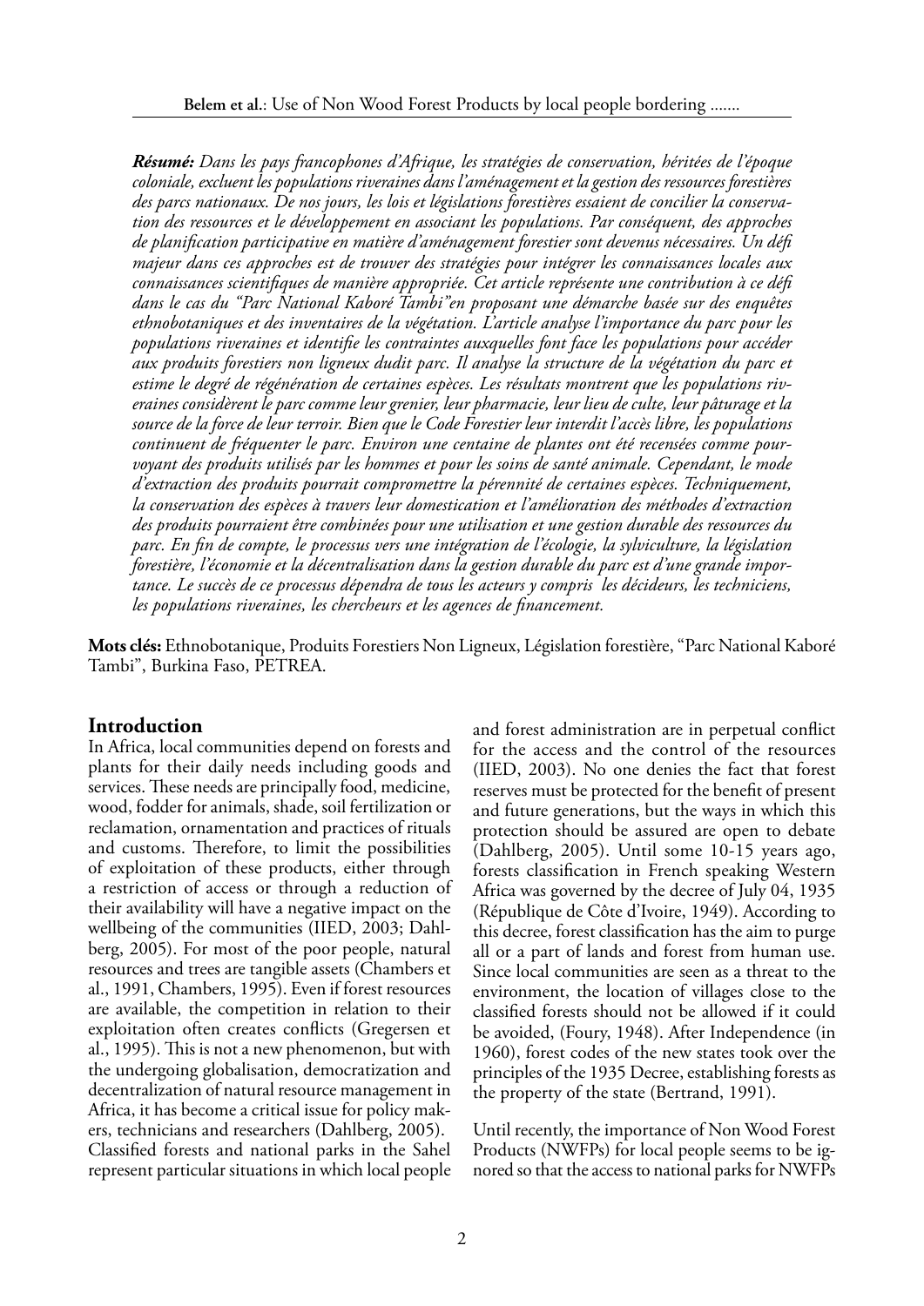***Résumé:*** *Dans les pays francophones d'Afrique, les stratégies de conservation, héritées de l'époque coloniale, excluent les populations riveraines dans l'aménagement et la gestion des ressources forestières des parcs nationaux. De nos jours, les lois et législations forestières essaient de concilier la conservation des ressources et le développement en associant les populations. Par conséquent, des approches de planification participative en matière d'aménagement forestier sont devenus nécessaires. Un défi majeur dans ces approches est de trouver des stratégies pour intégrer les connaissances locales aux connaissances scientifiques de manière appropriée. Cet article représente une contribution à ce défi dans le cas du "Parc National Kaboré Tambi"en proposant une démarche basée sur des enquêtes ethnobotaniques et des inventaires de la végétation. L'article analyse l'importance du parc pour les populations riveraines et identifie les contraintes auxquelles font face les populations pour accéder aux produits forestiers non ligneux dudit parc. Il analyse la structure de la végétation du parc et estime le degré de régénération de certaines espèces. Les résultats montrent que les populations riveraines considèrent le parc comme leur grenier, leur pharmacie, leur lieu de culte, leur pâturage et la source de la force de leur terroir. Bien que le Code Forestier leur interdit l'accès libre, les populations continuent de fréquenter le parc. Environ une centaine de plantes ont été recensées comme pourvoyant des produits utilisés par les hommes et pour les soins de santé animale. Cependant, le mode d'extraction des produits pourrait compromettre la pérennité de certaines espèces. Techniquement, la conservation des espèces à travers leur domestication et l'amélioration des méthodes d'extraction des produits pourraient être combinées pour une utilisation et une gestion durable des ressources du parc. En fin de compte, le processus vers une intégration de l'écologie, la sylviculture, la législation forestière, l'économie et la décentralisation dans la gestion durable du parc est d'une grande importance. Le succès de ce processus dépendra de tous les acteurs y compris les décideurs, les techniciens, les populations riveraines, les chercheurs et les agences de financement.*

**Mots clés:** Ethnobotanique, Produits Forestiers Non Ligneux, Législation forestière, "Parc National Kaboré Tambi", Burkina Faso, PETREA.

## Introduction

In Africa, local communities depend on forests and plants for their daily needs including goods and services. These needs are principally food, medicine, wood, fodder for animals, shade, soil fertilization or reclamation, ornamentation and practices of rituals and customs. Therefore, to limit the possibilities of exploitation of these products, either through a restriction of access or through a reduction of their availability will have a negative impact on the wellbeing of the communities (IIED, 2003; Dahlberg, 2005). For most of the poor people, natural resources and trees are tangible assets (Chambers et al., 1991, Chambers, 1995). Even if forest resources are available, the competition in relation to their exploitation often creates conflicts (Gregersen et al., 1995). This is not a new phenomenon, but with the undergoing globalisation, democratization and decentralization of natural resource management in Africa, it has become a critical issue for policy makers, technicians and researchers (Dahlberg, 2005).

Classified forests and national parks in the Sahel represent particular situations in which local people and forest administration are in perpetual conflict for the access and the control of the resources (IIED, 2003). No one denies the fact that forest reserves must be protected for the benefit of present and future generations, but the ways in which this protection should be assured are open to debate (Dahlberg, 2005). Until some 10-15 years ago, forests classification in French speaking Western Africa was governed by the decree of July 04, 1935 (République de Côte d'Ivoire, 1949). According to this decree, forest classification has the aim to purge all or a part of lands and forest from human use. Since local communities are seen as a threat to the environment, the location of villages close to the classified forests should not be allowed if it could be avoided, (Foury, 1948). After Independence (in 1960), forest codes of the new states took over the principles of the 1935 Decree, establishing forests as the property of the state (Bertrand, 1991).

Until recently, the importance of Non Wood Forest Products (NWFPs) for local people seems to be ignored so that the access to national parks for NWFPs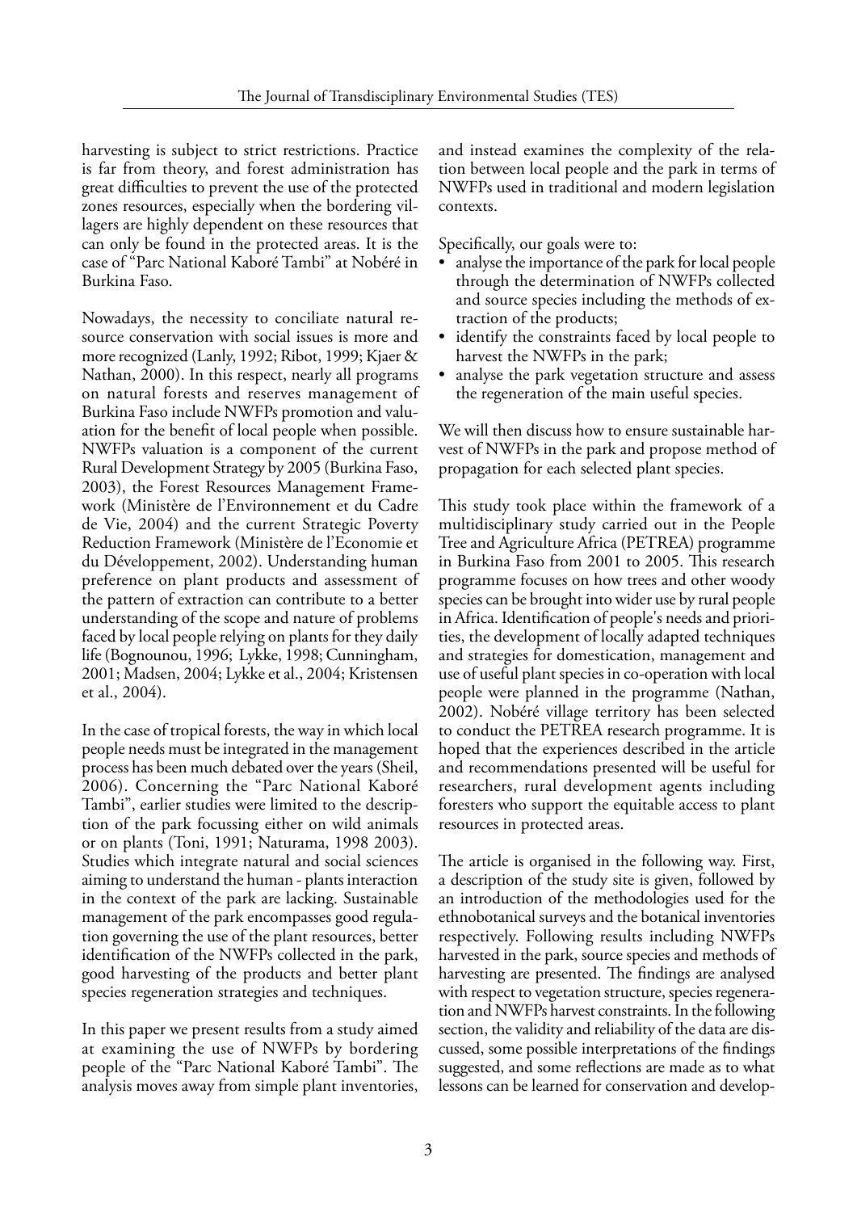harvesting is subject to strict restrictions. Practice is far from theory, and forest administration has great difficulties to prevent the use of the protected zones resources, especially when the bordering villagers are highly dependent on these resources that can only be found in the protected areas. It is the case of "Parc National Kaboré Tambi" at Nobéré in Burkina Faso.

Nowadays, the necessity to conciliate natural resource conservation with social issues is more and more recognized (Lanly, 1992; Ribot, 1999; Kjaer & Nathan, 2000). In this respect, nearly all programs on natural forests and reserves management of Burkina Faso include NWFPs promotion and valuation for the benefit of local people when possible. NWFPs valuation is a component of the current Rural Development Strategy by 2005 (Burkina Faso, 2003), the Forest Resources Management Framework (Ministère de l'Environnement et du Cadre de Vie, 2004) and the current Strategic Poverty Reduction Framework (Ministère de l'Economie et du Développement, 2002). Understanding human preference on plant products and assessment of the pattern of extraction can contribute to a better understanding of the scope and nature of problems faced by local people relying on plants for they daily life (Bognounou, 1996; Lykke, 1998; Cunningham, 2001; Madsen, 2004; Lykke et al., 2004; Kristensen et al., 2004).

In the case of tropical forests, the way in which local people needs must be integrated in the management process has been much debated over the years (Sheil, 2006). Concerning the "Parc National Kaboré Tambi", earlier studies were limited to the description of the park focussing either on wild animals or on plants (Toni, 1991; Naturama, 1998 2003). Studies which integrate natural and social sciences aiming to understand the human - plants interaction in the context of the park are lacking. Sustainable management of the park encompasses good regulation governing the use of the plant resources, better identification of the NWFPs collected in the park, good harvesting of the products and better plant species regeneration strategies and techniques.

In this paper we present results from a study aimed at examining the use of NWFPs by bordering people of the "Parc National Kaboré Tambi". The analysis moves away from simple plant inventories, and instead examines the complexity of the relation between local people and the park in terms of NWFPs used in traditional and modern legislation contexts.

Specifically, our goals were to:

- analyse the importance of the park for local people through the determination of NWFPs collected and source species including the methods of extraction of the products;
- identify the constraints faced by local people to harvest the NWFPs in the park;
- analyse the park vegetation structure and assess the regeneration of the main useful species.

We will then discuss how to ensure sustainable harvest of NWFPs in the park and propose method of propagation for each selected plant species.

This study took place within the framework of a multidisciplinary study carried out in the People Tree and Agriculture Africa (PETREA) programme in Burkina Faso from 2001 to 2005. This research programme focuses on how trees and other woody species can be brought into wider use by rural people in Africa. Identification of people's needs and priorities, the development of locally adapted techniques and strategies for domestication, management and use of useful plant species in co-operation with local people were planned in the programme (Nathan, 2002). Nobéré village territory has been selected to conduct the PETREA research programme. It is hoped that the experiences described in the article and recommendations presented will be useful for researchers, rural development agents including foresters who support the equitable access to plant resources in protected areas.

The article is organised in the following way. First, a description of the study site is given, followed by an introduction of the methodologies used for the ethnobotanical surveys and the botanical inventories respectively. Following results including NWFPs harvested in the park, source species and methods of harvesting are presented. The findings are analysed with respect to vegetation structure, species regeneration and NWFPs harvest constraints. In the following section, the validity and reliability of the data are discussed, some possible interpretations of the findings suggested, and some reflections are made as to what lessons can be learned for conservation and develop-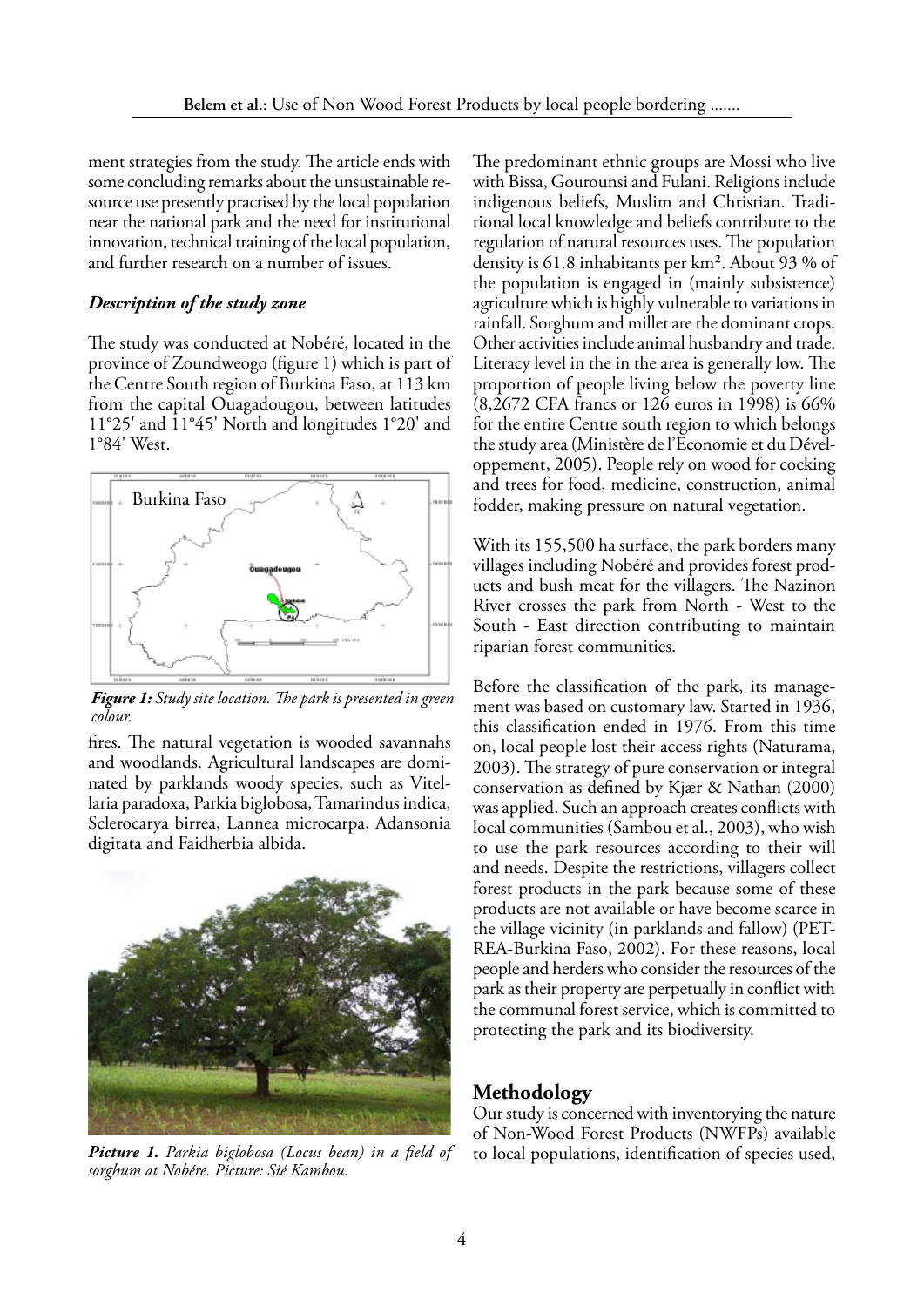ment strategies from the study. The article ends with some concluding remarks about the unsustainable resource use presently practised by the local population near the national park and the need for institutional innovation, technical training of the local population, and further research on a number of issues.

### *Description of the study zone*

The study was conducted at Nobéré, located in the province of Zoundweogo (figure 1) which is part of the Centre South region of Burkina Faso, at 113 km from the capital Ouagadougou, between latitudes 11°25' and 11°45' North and longitudes 1°20' and 1°84' West.

***Figure 1:*** *Study site location. The park is presented in green colour.*

fires. The natural vegetation is wooded savannahs and woodlands. Agricultural landscapes are dominated by parklands woody species, such as Vitellaria paradoxa, Parkia biglobosa, Tamarindus indica, Sclerocarya birrea, Lannea microcarpa, Adansonia digitata and Faidherbia albida.

***Picture 1.*** *Parkia biglobosa (Locus bean) in a field of sorghum at Nobére. Picture: Sié Kambou.*

The predominant ethnic groups are Mossi who live with Bissa, Gourounsi and Fulani. Religions include indigenous beliefs, Muslim and Christian. Traditional local knowledge and beliefs contribute to the regulation of natural resources uses. The population density is 61.8 inhabitants per km². About 93 % of the population is engaged in (mainly subsistence) agriculture which is highly vulnerable to variations in rainfall. Sorghum and millet are the dominant crops. Other activities include animal husbandry and trade. Literacy level in the in the area is generally low. The proportion of people living below the poverty line (8,2672 CFA francs or 126 euros in 1998) is 66% for the entire Centre south region to which belongs the study area (Ministère de l'Economie et du Développement, 2005). People rely on wood for cocking and trees for food, medicine, construction, animal fodder, making pressure on natural vegetation.

With its 155,500 ha surface, the park borders many villages including Nobéré and provides forest products and bush meat for the villagers. The Nazinon River crosses the park from North - West to the South - East direction contributing to maintain riparian forest communities.

Before the classification of the park, its management was based on customary law. Started in 1936, this classification ended in 1976. From this time on, local people lost their access rights (Naturama, 2003). The strategy of pure conservation or integral conservation as defined by Kjær & Nathan (2000) was applied. Such an approach creates conflicts with local communities (Sambou et al., 2003), who wish to use the park resources according to their will and needs. Despite the restrictions, villagers collect forest products in the park because some of these products are not available or have become scarce in the village vicinity (in parklands and fallow) (PETREA-Burkina Faso, 2002). For these reasons, local people and herders who consider the resources of the park as their property are perpetually in conflict with the communal forest service, which is committed to protecting the park and its biodiversity.

## Methodology

Our study is concerned with inventorying the nature of Non-Wood Forest Products (NWFPs) available to local populations, identification of species used,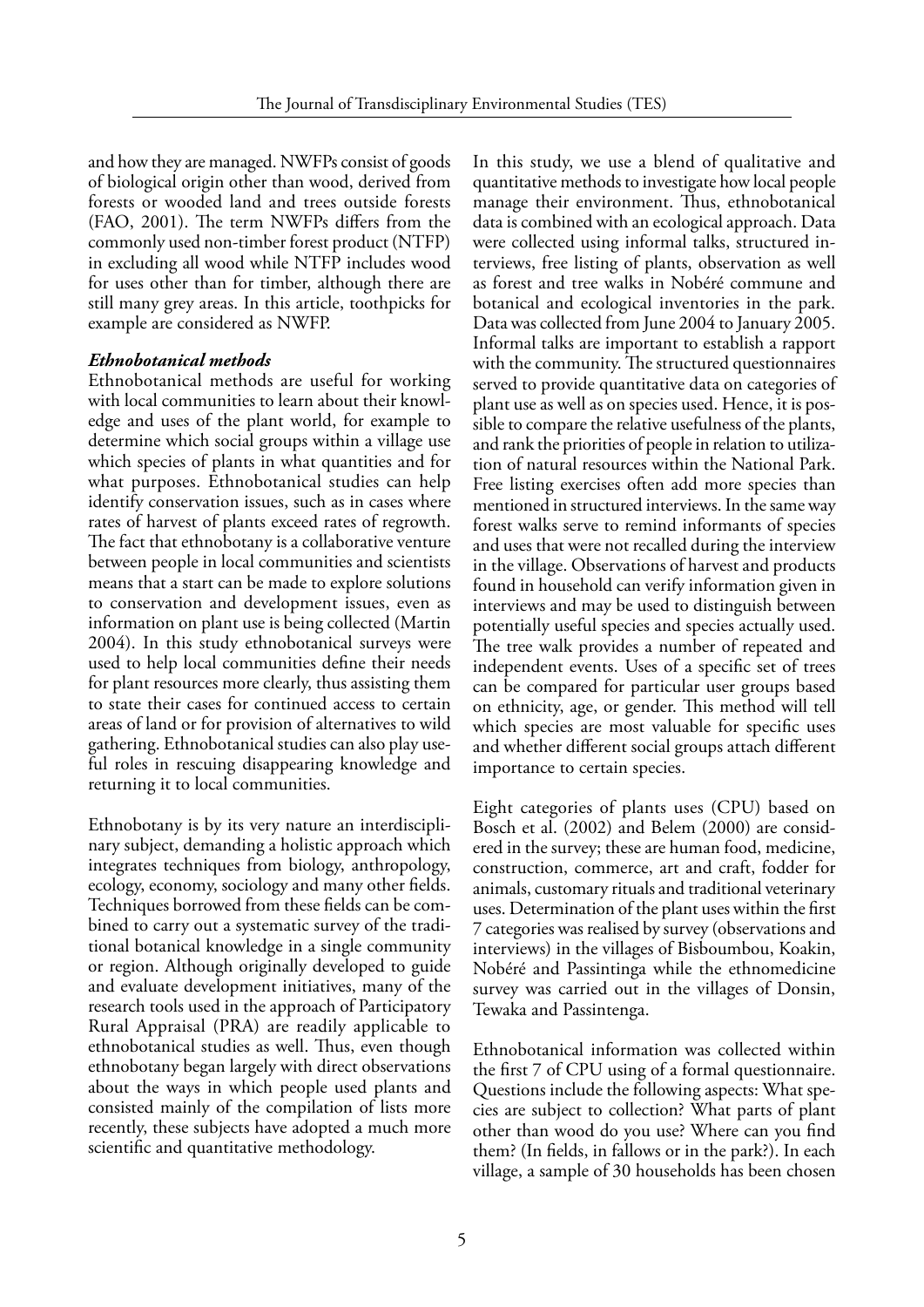and how they are managed. NWFPs consist of goods of biological origin other than wood, derived from forests or wooded land and trees outside forests (FAO, 2001). The term NWFPs differs from the commonly used non-timber forest product (NTFP) in excluding all wood while NTFP includes wood for uses other than for timber, although there are still many grey areas. In this article, toothpicks for example are considered as NWFP.

### *Ethnobotanical methods*

Ethnobotanical methods are useful for working with local communities to learn about their knowledge and uses of the plant world, for example to determine which social groups within a village use which species of plants in what quantities and for what purposes. Ethnobotanical studies can help identify conservation issues, such as in cases where rates of harvest of plants exceed rates of regrowth. The fact that ethnobotany is a collaborative venture between people in local communities and scientists means that a start can be made to explore solutions to conservation and development issues, even as information on plant use is being collected (Martin 2004). In this study ethnobotanical surveys were used to help local communities define their needs for plant resources more clearly, thus assisting them to state their cases for continued access to certain areas of land or for provision of alternatives to wild gathering. Ethnobotanical studies can also play useful roles in rescuing disappearing knowledge and returning it to local communities.

Ethnobotany is by its very nature an interdisciplinary subject, demanding a holistic approach which integrates techniques from biology, anthropology, ecology, economy, sociology and many other fields. Techniques borrowed from these fields can be combined to carry out a systematic survey of the traditional botanical knowledge in a single community or region. Although originally developed to guide and evaluate development initiatives, many of the research tools used in the approach of Participatory Rural Appraisal (PRA) are readily applicable to ethnobotanical studies as well. Thus, even though ethnobotany began largely with direct observations about the ways in which people used plants and consisted mainly of the compilation of lists more recently, these subjects have adopted a much more scientific and quantitative methodology.

In this study, we use a blend of qualitative and quantitative methods to investigate how local people manage their environment. Thus, ethnobotanical data is combined with an ecological approach. Data were collected using informal talks, structured interviews, free listing of plants, observation as well as forest and tree walks in Nobéré commune and botanical and ecological inventories in the park. Data was collected from June 2004 to January 2005. Informal talks are important to establish a rapport with the community. The structured questionnaires served to provide quantitative data on categories of plant use as well as on species used. Hence, it is possible to compare the relative usefulness of the plants, and rank the priorities of people in relation to utilization of natural resources within the National Park. Free listing exercises often add more species than mentioned in structured interviews. In the same way forest walks serve to remind informants of species and uses that were not recalled during the interview in the village. Observations of harvest and products found in household can verify information given in interviews and may be used to distinguish between potentially useful species and species actually used. The tree walk provides a number of repeated and independent events. Uses of a specific set of trees can be compared for particular user groups based on ethnicity, age, or gender. This method will tell which species are most valuable for specific uses and whether different social groups attach different importance to certain species.

Eight categories of plants uses (CPU) based on Bosch et al. (2002) and Belem (2000) are considered in the survey; these are human food, medicine, construction, commerce, art and craft, fodder for animals, customary rituals and traditional veterinary uses. Determination of the plant uses within the first 7 categories was realised by survey (observations and interviews) in the villages of Bisboumbou, Koakin, Nobéré and Passintinga while the ethnomedicine survey was carried out in the villages of Donsin, Tewaka and Passintenga.

Ethnobotanical information was collected within the first 7 of CPU using of a formal questionnaire. Questions include the following aspects: What species are subject to collection? What parts of plant other than wood do you use? Where can you find them? (In fields, in fallows or in the park?). In each village, a sample of 30 households has been chosen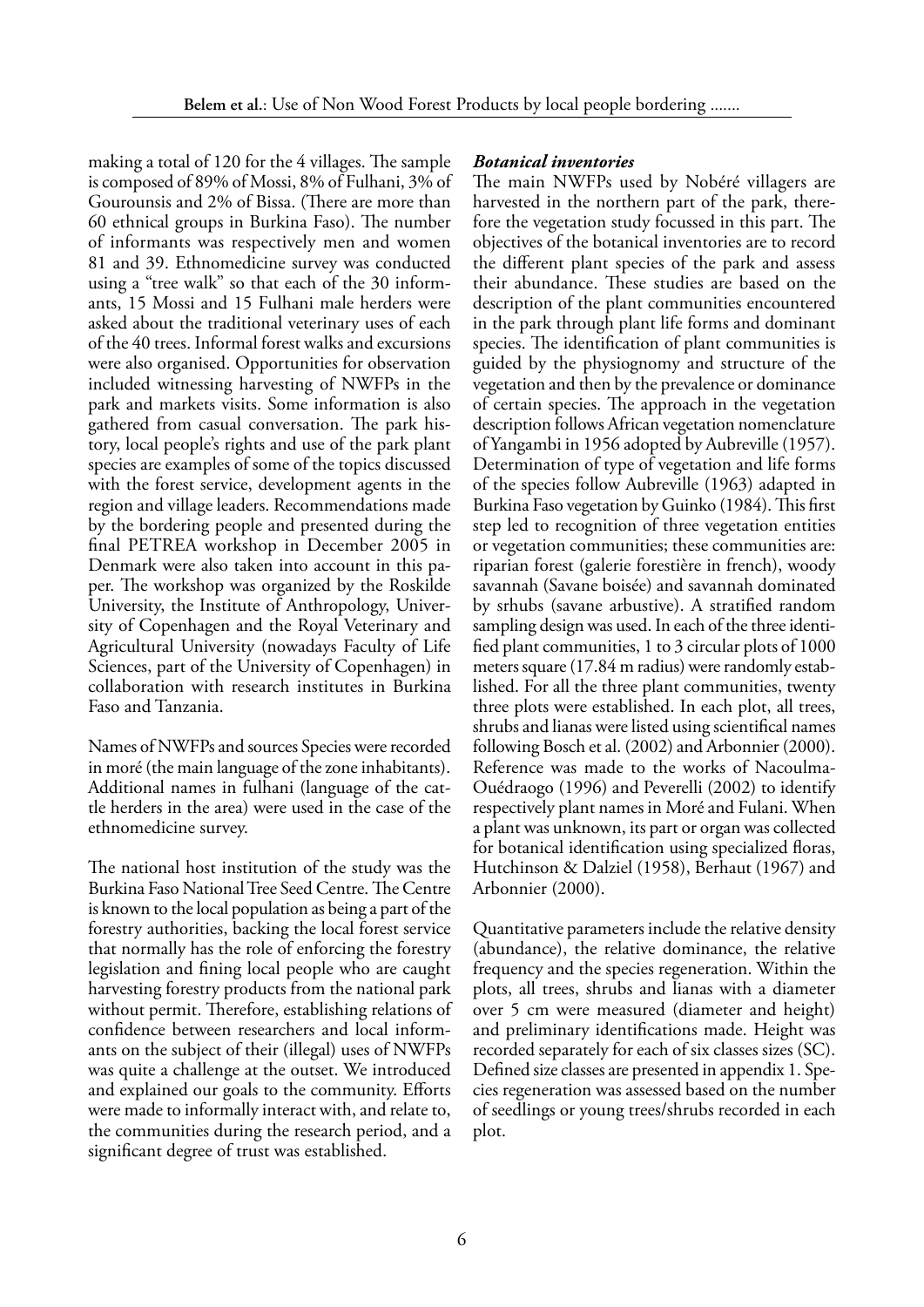making a total of 120 for the 4 villages. The sample is composed of 89% of Mossi, 8% of Fulhani, 3% of Gourounsis and 2% of Bissa. (There are more than 60 ethnical groups in Burkina Faso). The number of informants was respectively men and women 81 and 39. Ethnomedicine survey was conducted using a "tree walk" so that each of the 30 informants, 15 Mossi and 15 Fulhani male herders were asked about the traditional veterinary uses of each of the 40 trees. Informal forest walks and excursions were also organised. Opportunities for observation included witnessing harvesting of NWFPs in the park and markets visits. Some information is also gathered from casual conversation. The park history, local people's rights and use of the park plant species are examples of some of the topics discussed with the forest service, development agents in the region and village leaders. Recommendations made by the bordering people and presented during the final PETREA workshop in December 2005 in Denmark were also taken into account in this paper. The workshop was organized by the Roskilde University, the Institute of Anthropology, University of Copenhagen and the Royal Veterinary and Agricultural University (nowadays Faculty of Life Sciences, part of the University of Copenhagen) in collaboration with research institutes in Burkina Faso and Tanzania.

Names of NWFPs and sources Species were recorded in moré (the main language of the zone inhabitants). Additional names in fulhani (language of the cattle herders in the area) were used in the case of the ethnomedicine survey.

The national host institution of the study was the Burkina Faso National Tree Seed Centre. The Centre is known to the local population as being a part of the forestry authorities, backing the local forest service that normally has the role of enforcing the forestry legislation and fining local people who are caught harvesting forestry products from the national park without permit. Therefore, establishing relations of confidence between researchers and local informants on the subject of their (illegal) uses of NWFPs was quite a challenge at the outset. We introduced and explained our goals to the community. Efforts were made to informally interact with, and relate to, the communities during the research period, and a significant degree of trust was established.

### *Botanical inventories*

The main NWFPs used by Nobéré villagers are harvested in the northern part of the park, therefore the vegetation study focussed in this part. The objectives of the botanical inventories are to record the different plant species of the park and assess their abundance. These studies are based on the description of the plant communities encountered in the park through plant life forms and dominant species. The identification of plant communities is guided by the physiognomy and structure of the vegetation and then by the prevalence or dominance of certain species. The approach in the vegetation description follows African vegetation nomenclature of Yangambi in 1956 adopted by Aubreville (1957). Determination of type of vegetation and life forms of the species follow Aubreville (1963) adapted in Burkina Faso vegetation by Guinko (1984). This first step led to recognition of three vegetation entities or vegetation communities; these communities are: riparian forest (galerie forestière in french), woody savannah (Savane boisée) and savannah dominated by srhubs (savane arbustive). A stratified random sampling design was used. In each of the three identified plant communities, 1 to 3 circular plots of 1000 meters square (17.84 m radius) were randomly established. For all the three plant communities, twenty three plots were established. In each plot, all trees, shrubs and lianas were listed using scientifical names following Bosch et al. (2002) and Arbonnier (2000). Reference was made to the works of Nacoulma-Ouédraogo (1996) and Peverelli (2002) to identify respectively plant names in Moré and Fulani. When a plant was unknown, its part or organ was collected for botanical identification using specialized floras, Hutchinson & Dalziel (1958), Berhaut (1967) and Arbonnier (2000).

Quantitative parameters include the relative density (abundance), the relative dominance, the relative frequency and the species regeneration. Within the plots, all trees, shrubs and lianas with a diameter over 5 cm were measured (diameter and height) and preliminary identifications made. Height was recorded separately for each of six classes sizes (SC). Defined size classes are presented in appendix 1. Species regeneration was assessed based on the number of seedlings or young trees/shrubs recorded in each plot.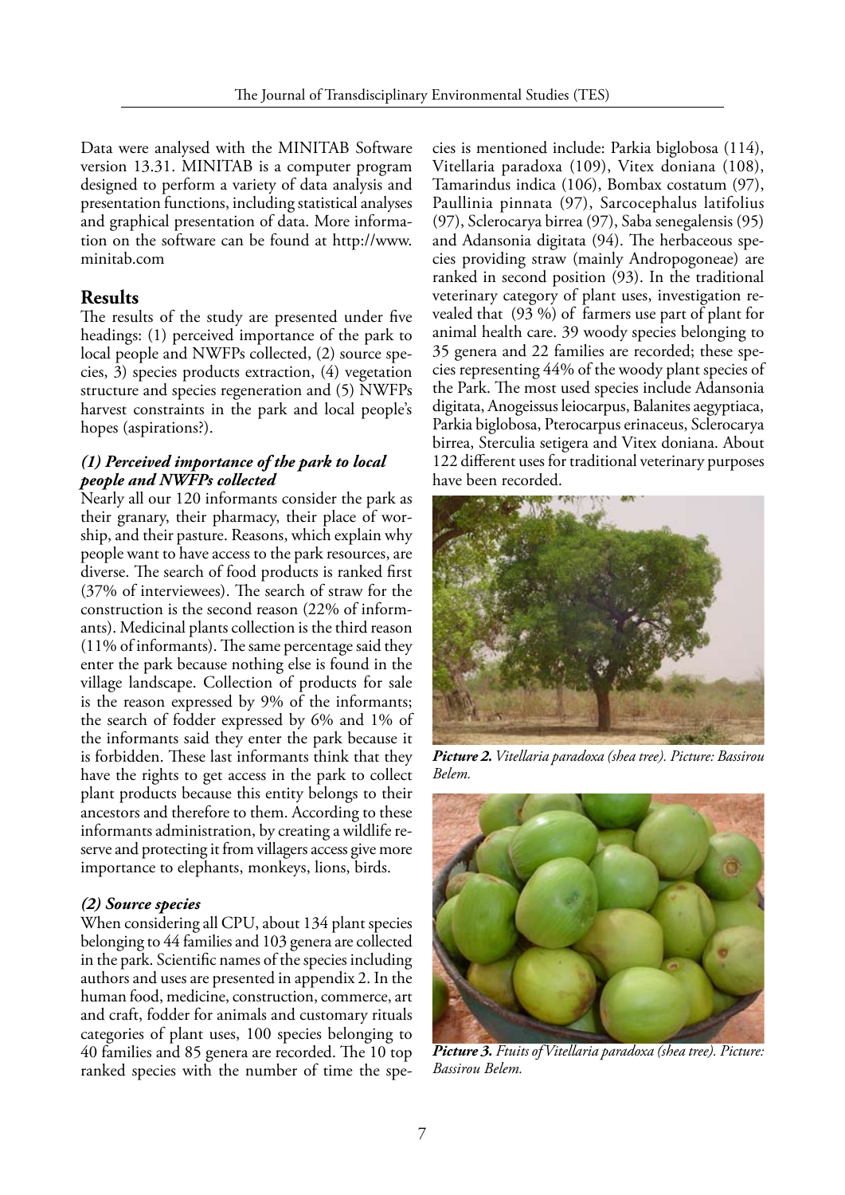Data were analysed with the MINITAB Software version 13.31. MINITAB is a computer program designed to perform a variety of data analysis and presentation functions, including statistical analyses and graphical presentation of data. More information on the software can be found at http://www.minitab.com

## Results

The results of the study are presented under five headings: (1) perceived importance of the park to local people and NWFPs collected, (2) source species, 3) species products extraction, (4) vegetation structure and species regeneration and (5) NWFPs harvest constraints in the park and local people's hopes (aspirations?).

### *(1) Perceived importance of the park to local people and NWFPs collected*

Nearly all our 120 informants consider the park as their granary, their pharmacy, their place of worship, and their pasture. Reasons, which explain why people want to have access to the park resources, are diverse. The search of food products is ranked first (37% of interviewees). The search of straw for the construction is the second reason (22% of informants). Medicinal plants collection is the third reason (11% of informants). The same percentage said they enter the park because nothing else is found in the village landscape. Collection of products for sale is the reason expressed by 9% of the informants; the search of fodder expressed by 6% and 1% of the informants said they enter the park because it is forbidden. These last informants think that they have the rights to get access in the park to collect plant products because this entity belongs to their ancestors and therefore to them. According to these informants administration, by creating a wildlife reserve and protecting it from villagers access give more importance to elephants, monkeys, lions, birds.

### *(2) Source species*

When considering all CPU, about 134 plant species belonging to 44 families and 103 genera are collected in the park. Scientific names of the species including authors and uses are presented in appendix 2. In the human food, medicine, construction, commerce, art and craft, fodder for animals and customary rituals categories of plant uses, 100 species belonging to 40 families and 85 genera are recorded. The 10 top ranked species with the number of time the species is mentioned include: Parkia biglobosa (114), Vitellaria paradoxa (109), Vitex doniana (108), Tamarindus indica (106), Bombax costatum (97), Paullinia pinnata (97), Sarcocephalus latifolius (97), Sclerocarya birrea (97), Saba senegalensis (95) and Adansonia digitata (94). The herbaceous species providing straw (mainly Andropogoneae) are ranked in second position (93). In the traditional veterinary category of plant uses, investigation revealed that (93 %) of farmers use part of plant for animal health care. 39 woody species belonging to 35 genera and 22 families are recorded; these species representing 44% of the woody plant species of the Park. The most used species include Adansonia digitata, Anogeissus leiocarpus, Balanites aegyptiaca, Parkia biglobosa, Pterocarpus erinaceus, Sclerocarya birrea, Sterculia setigera and Vitex doniana. About 122 different uses for traditional veterinary purposes have been recorded.

***Picture 2.*** *Vitellaria paradoxa (shea tree). Picture: Bassirou Belem.*

***Picture 3.*** *Ftuits of Vitellaria paradoxa (shea tree). Picture: Bassirou Belem.*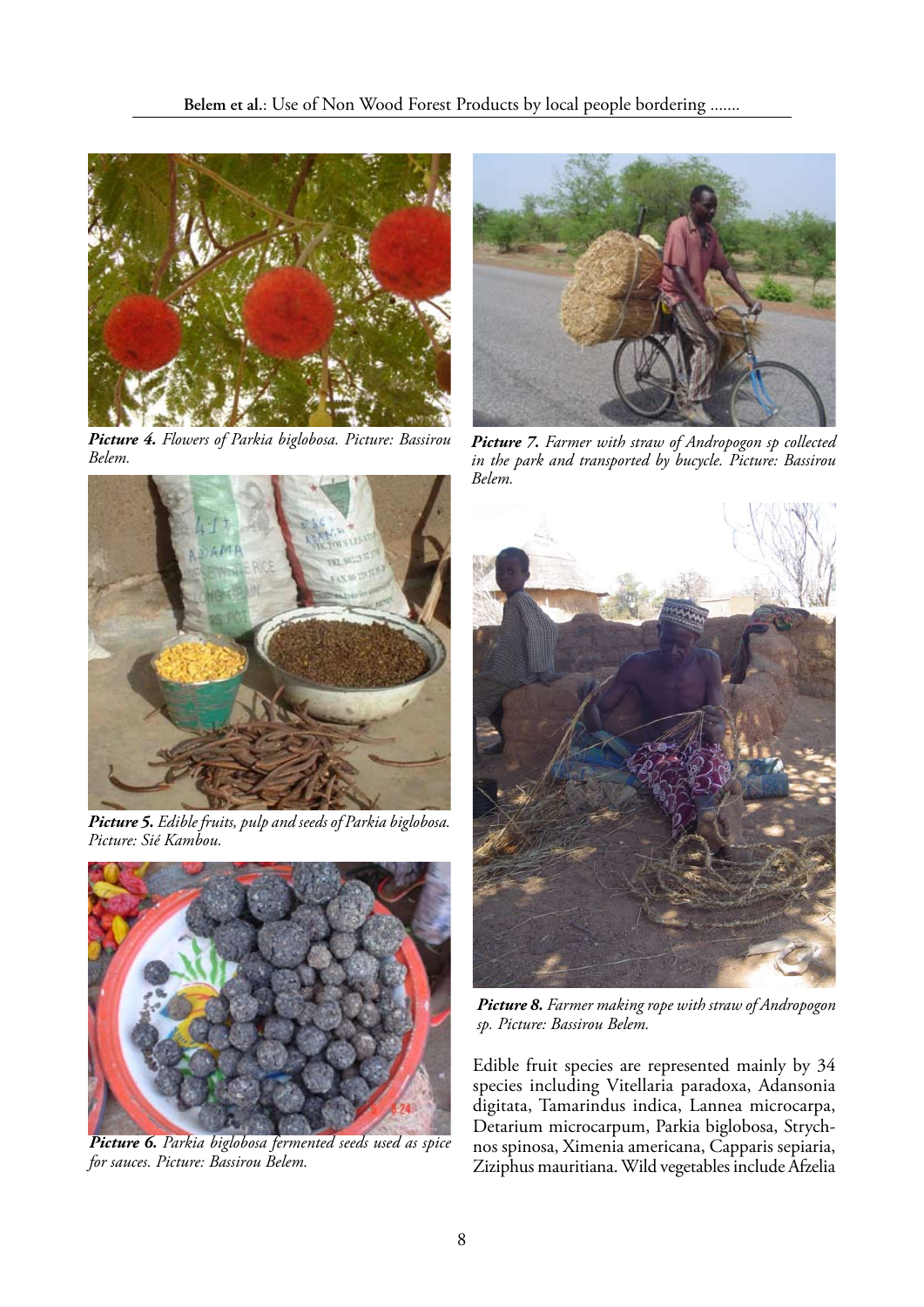***Picture 4.*** *Flowers of Parkia biglobosa. Picture: Bassirou Belem.*

***Picture 5.*** *Edible fruits, pulp and seeds of Parkia biglobosa. Picture: Sié Kambou.*

***Picture 6.*** *Parkia biglobosa fermented seeds used as spice for sauces. Picture: Bassirou Belem.*

***Picture 7.*** *Farmer with straw of Andropogon sp collected in the park and transported by bucycle. Picture: Bassirou Belem.*

***Picture 8.*** *Farmer making rope with straw of Andropogon sp. Picture: Bassirou Belem.*

Edible fruit species are represented mainly by 34 species including Vitellaria paradoxa, Adansonia digitata, Tamarindus indica, Lannea microcarpa, Detarium microcarpum, Parkia biglobosa, Strychnos spinosa, Ximenia americana, Capparis sepiaria, Ziziphus mauritiana. Wild vegetables include Afzelia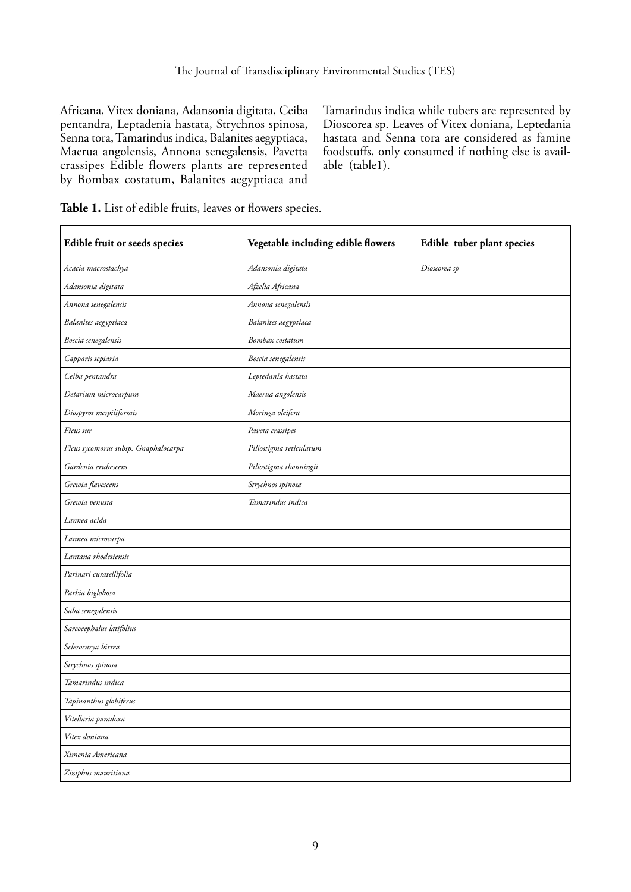Africana, Vitex doniana, Adansonia digitata, Ceiba pentandra, Leptadenia hastata, Strychnos spinosa, Senna tora, Tamarindus indica, Balanites aegyptiaca, Maerua angolensis, Annona senegalensis, Pavetta crassipes Edible flowers plants are represented by Bombax costatum, Balanites aegyptiaca and Tamarindus indica while tubers are represented by Dioscorea sp. Leaves of Vitex doniana, Leptedania hastata and Senna tora are considered as famine foodstuffs, only consumed if nothing else is available (table1).

**Table 1.** List of edible fruits, leaves or flowers species.

| Edible fruit or seeds species | Vegetable including edible flowers | Edible tuber plant species |
|---|---|---|
| *Acacia macrostachya* | *Adansonia digitata* | *Dioscorea sp* |
| *Adansonia digitata* | *Afzelia Africana* | |
| *Annona senegalensis* | *Annona senegalensis* | |
| *Balanites aegyptiaca* | *Balanites aegyptiaca* | |
| *Boscia senegalensis* | *Bombax costatum* | |
| *Capparis sepiaria* | *Boscia senegalensis* | |
| *Ceiba pentandra* | *Leptedania hastata* | |
| *Detarium microcarpum* | *Maerua angolensis* | |
| *Diospyros mespiliformis* | *Moringa oleifera* | |
| *Ficus sur* | *Paveta crassipes* | |
| *Ficus sycomorus subsp. Gnaphalocarpa* | *Piliostigma reticulatum* | |
| *Gardenia erubescens* | *Piliostigma thonningii* | |
| *Grewia flavescens* | *Strychnos spinosa* | |
| *Grewia venusta* | *Tamarindus indica* | |
| *Lannea acida* | | |
| *Lannea microcarpa* | | |
| *Lantana rhodesiensis* | | |
| *Parinari curatellifolia* | | |
| *Parkia biglobosa* | | |
| *Saba senegalensis* | | |
| *Sarcocephalus latifolius* | | |
| *Sclerocarya birrea* | | |
| *Strychnos spinosa* | | |
| *Tamarindus indica* | | |
| *Tapinanthus globiferus* | | |
| *Vitellaria paradoxa* | | |
| *Vitex doniana* | | |
| *Ximenia Americana* | | |
| *Ziziphus mauritiana* | | |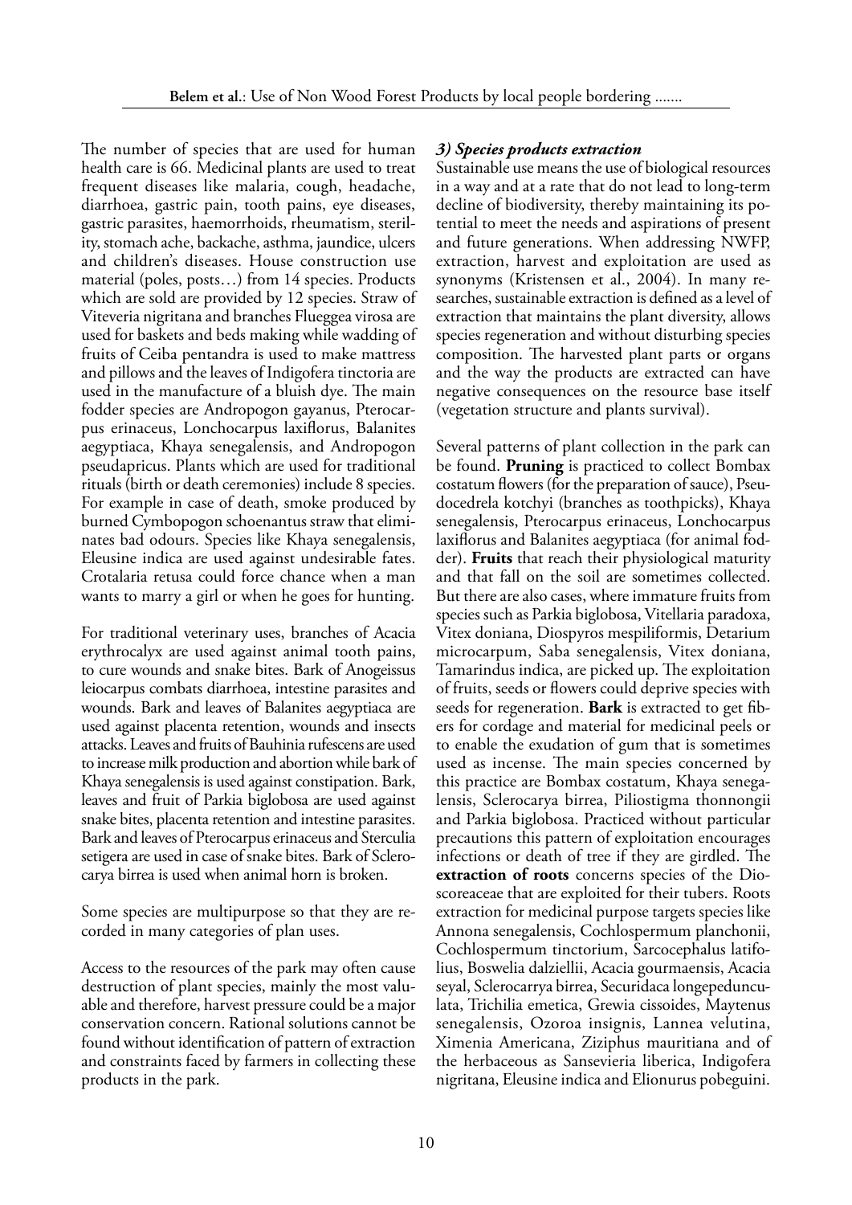The number of species that are used for human health care is 66. Medicinal plants are used to treat frequent diseases like malaria, cough, headache, diarrhoea, gastric pain, tooth pains, eye diseases, gastric parasites, haemorrhoids, rheumatism, sterility, stomach ache, backache, asthma, jaundice, ulcers and children's diseases. House construction use material (poles, posts…) from 14 species. Products which are sold are provided by 12 species. Straw of Viteveria nigritana and branches Flueggea virosa are used for baskets and beds making while wadding of fruits of Ceiba pentandra is used to make mattress and pillows and the leaves of Indigofera tinctoria are used in the manufacture of a bluish dye. The main fodder species are Andropogon gayanus, Pterocarpus erinaceus, Lonchocarpus laxiflorus, Balanites aegyptiaca, Khaya senegalensis, and Andropogon pseudapricus. Plants which are used for traditional rituals (birth or death ceremonies) include 8 species. For example in case of death, smoke produced by burned Cymbopogon schoenantus straw that eliminates bad odours. Species like Khaya senegalensis, Eleusine indica are used against undesirable fates. Crotalaria retusa could force chance when a man wants to marry a girl or when he goes for hunting.

For traditional veterinary uses, branches of Acacia erythrocalyx are used against animal tooth pains, to cure wounds and snake bites. Bark of Anogeissus leiocarpus combats diarrhoea, intestine parasites and wounds. Bark and leaves of Balanites aegyptiaca are used against placenta retention, wounds and insects attacks. Leaves and fruits of Bauhinia rufescens are used to increase milk production and abortion while bark of Khaya senegalensis is used against constipation. Bark, leaves and fruit of Parkia biglobosa are used against snake bites, placenta retention and intestine parasites. Bark and leaves of Pterocarpus erinaceus and Sterculia setigera are used in case of snake bites. Bark of Sclerocarya birrea is used when animal horn is broken.

Some species are multipurpose so that they are recorded in many categories of plan uses.

Access to the resources of the park may often cause destruction of plant species, mainly the most valuable and therefore, harvest pressure could be a major conservation concern. Rational solutions cannot be found without identification of pattern of extraction and constraints faced by farmers in collecting these products in the park.

### *3) Species products extraction*

Sustainable use means the use of biological resources in a way and at a rate that do not lead to long-term decline of biodiversity, thereby maintaining its potential to meet the needs and aspirations of present and future generations. When addressing NWFP, extraction, harvest and exploitation are used as synonyms (Kristensen et al., 2004). In many researches, sustainable extraction is defined as a level of extraction that maintains the plant diversity, allows species regeneration and without disturbing species composition. The harvested plant parts or organs and the way the products are extracted can have negative consequences on the resource base itself (vegetation structure and plants survival).

Several patterns of plant collection in the park can be found. **Pruning** is practiced to collect Bombax costatum flowers (for the preparation of sauce), Pseudocedrela kotchyi (branches as toothpicks), Khaya senegalensis, Pterocarpus erinaceus, Lonchocarpus laxiflorus and Balanites aegyptiaca (for animal fodder). **Fruits** that reach their physiological maturity and that fall on the soil are sometimes collected. But there are also cases, where immature fruits from species such as Parkia biglobosa, Vitellaria paradoxa, Vitex doniana, Diospyros mespiliformis, Detarium microcarpum, Saba senegalensis, Vitex doniana, Tamarindus indica, are picked up. The exploitation of fruits, seeds or flowers could deprive species with seeds for regeneration. **Bark** is extracted to get fibers for cordage and material for medicinal peels or to enable the exudation of gum that is sometimes used as incense. The main species concerned by this practice are Bombax costatum, Khaya senegalensis, Sclerocarya birrea, Piliostigma thonnongii and Parkia biglobosa. Practiced without particular precautions this pattern of exploitation encourages infections or death of tree if they are girdled. The **extraction of roots** concerns species of the Dioscoreaceae that are exploited for their tubers. Roots extraction for medicinal purpose targets species like Annona senegalensis, Cochlospermum planchonii, Cochlospermum tinctorium, Sarcocephalus latifolius, Boswelia dalziellii, Acacia gourmaensis, Acacia seyal, Sclerocarrya birrea, Securidaca longepedunculata, Trichilia emetica, Grewia cissoides, Maytenus senegalensis, Ozoroa insignis, Lannea velutina, Ximenia Americana, Ziziphus mauritiana and of the herbaceous as Sansevieria liberica, Indigofera nigritana, Eleusine indica and Elionurus pobeguini.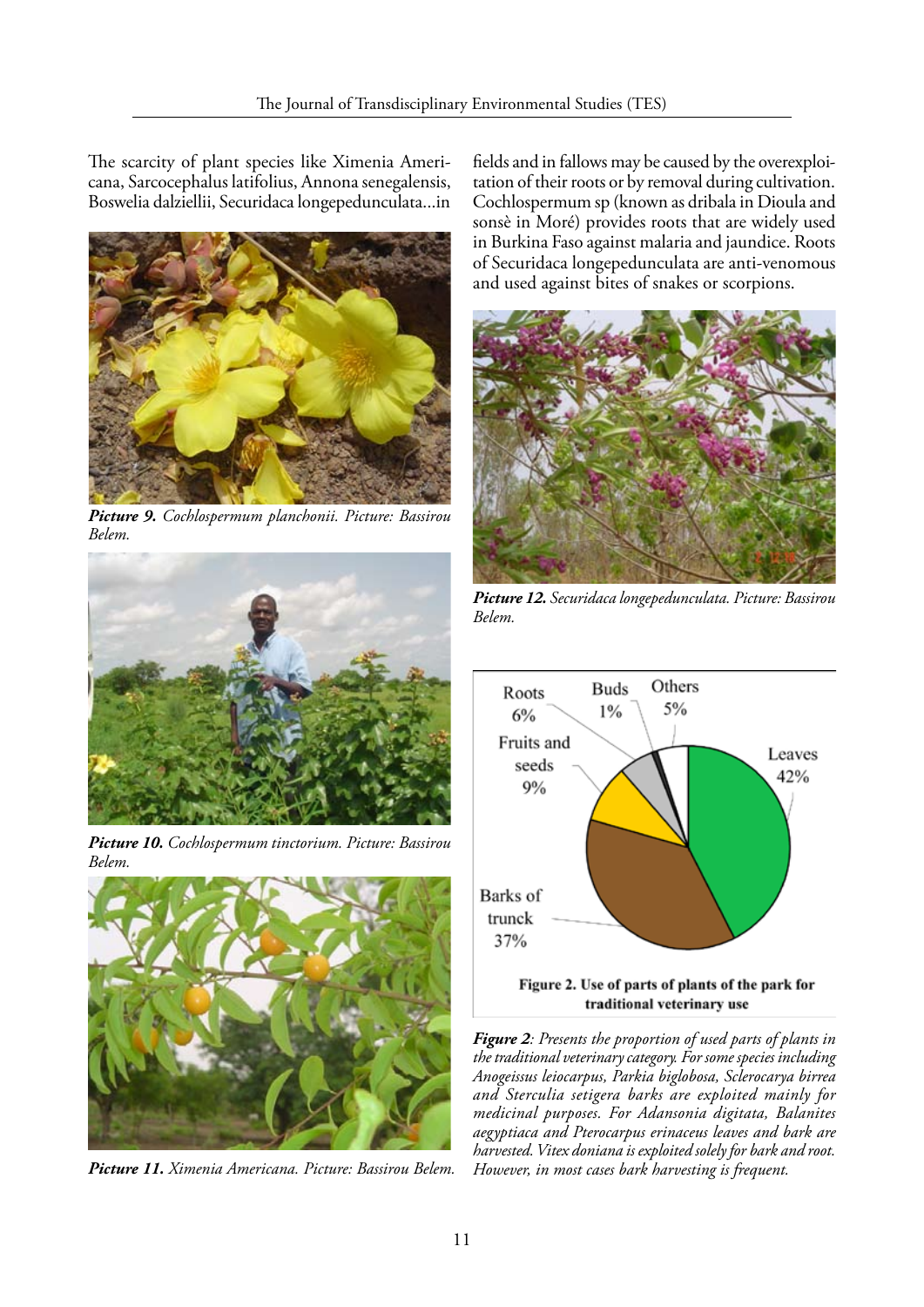The scarcity of plant species like Ximenia Americana, Sarcocephalus latifolius, Annona senegalensis, Boswelia dalziellii, Securidaca longepedunculata...in fields and in fallows may be caused by the overexploitation of their roots or by removal during cultivation. Cochlospermum sp (known as dribala in Dioula and sonsè in Moré) provides roots that are widely used in Burkina Faso against malaria and jaundice. Roots of Securidaca longepedunculata are anti-venomous and used against bites of snakes or scorpions.

***Picture 9.*** *Cochlospermum planchonii. Picture: Bassirou Belem.*

***Picture 10.*** *Cochlospermum tinctorium. Picture: Bassirou Belem.*

***Picture 11.*** *Ximenia Americana. Picture: Bassirou Belem.*

***Picture 12.*** *Securidaca longepedunculata. Picture: Bassirou Belem.*

**Figure 2. Use of parts of plants of the park for traditional veterinary use**

***Figure 2****: Presents the proportion of used parts of plants in the traditional veterinary category. For some species including Anogeissus leiocarpus, Parkia biglobosa, Sclerocarya birrea and Sterculia setigera barks are exploited mainly for medicinal purposes. For Adansonia digitata, Balanites aegyptiaca and Pterocarpus erinaceus leaves and bark are harvested. Vitex doniana is exploited solely for bark and root. However, in most cases bark harvesting is frequent.*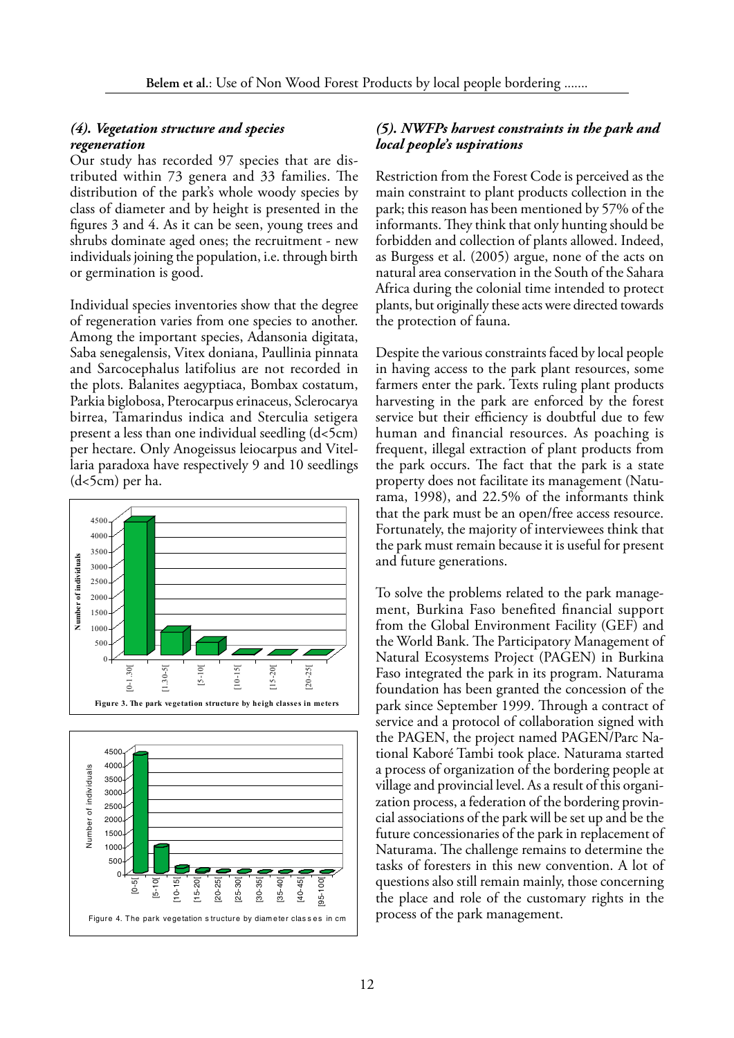### *(4). Vegetation structure and species regeneration*

Our study has recorded 97 species that are distributed within 73 genera and 33 families. The distribution of the park's whole woody species by class of diameter and by height is presented in the figures 3 and 4. As it can be seen, young trees and shrubs dominate aged ones; the recruitment - new individuals joining the population, i.e. through birth or germination is good.

Individual species inventories show that the degree of regeneration varies from one species to another. Among the important species, Adansonia digitata, Saba senegalensis, Vitex doniana, Paullinia pinnata and Sarcocephalus latifolius are not recorded in the plots. Balanites aegyptiaca, Bombax costatum, Parkia biglobosa, Pterocarpus erinaceus, Sclerocarya birrea, Tamarindus indica and Sterculia setigera present a less than one individual seedling (d<5cm) per hectare. Only Anogeissus leiocarpus and Vitellaria paradoxa have respectively 9 and 10 seedlings (d<5cm) per ha.

**Figure 3. The park vegetation structure by heigh classes in meters**

Figure 4. The park vegetation structure by diameter classes in cm

### *(5). NWFPs harvest constraints in the park and local people's uspirations*

Restriction from the Forest Code is perceived as the main constraint to plant products collection in the park; this reason has been mentioned by 57% of the informants. They think that only hunting should be forbidden and collection of plants allowed. Indeed, as Burgess et al. (2005) argue, none of the acts on natural area conservation in the South of the Sahara Africa during the colonial time intended to protect plants, but originally these acts were directed towards the protection of fauna.

Despite the various constraints faced by local people in having access to the park plant resources, some farmers enter the park. Texts ruling plant products harvesting in the park are enforced by the forest service but their efficiency is doubtful due to few human and financial resources. As poaching is frequent, illegal extraction of plant products from the park occurs. The fact that the park is a state property does not facilitate its management (Naturama, 1998), and 22.5% of the informants think that the park must be an open/free access resource. Fortunately, the majority of interviewees think that the park must remain because it is useful for present and future generations.

To solve the problems related to the park management, Burkina Faso benefited financial support from the Global Environment Facility (GEF) and the World Bank. The Participatory Management of Natural Ecosystems Project (PAGEN) in Burkina Faso integrated the park in its program. Naturama foundation has been granted the concession of the park since September 1999. Through a contract of service and a protocol of collaboration signed with the PAGEN, the project named PAGEN/Parc National Kaboré Tambi took place. Naturama started a process of organization of the bordering people at village and provincial level. As a result of this organization process, a federation of the bordering provincial associations of the park will be set up and be the future concessionaries of the park in replacement of Naturama. The challenge remains to determine the tasks of foresters in this new convention. A lot of questions also still remain mainly, those concerning the place and role of the customary rights in the process of the park management.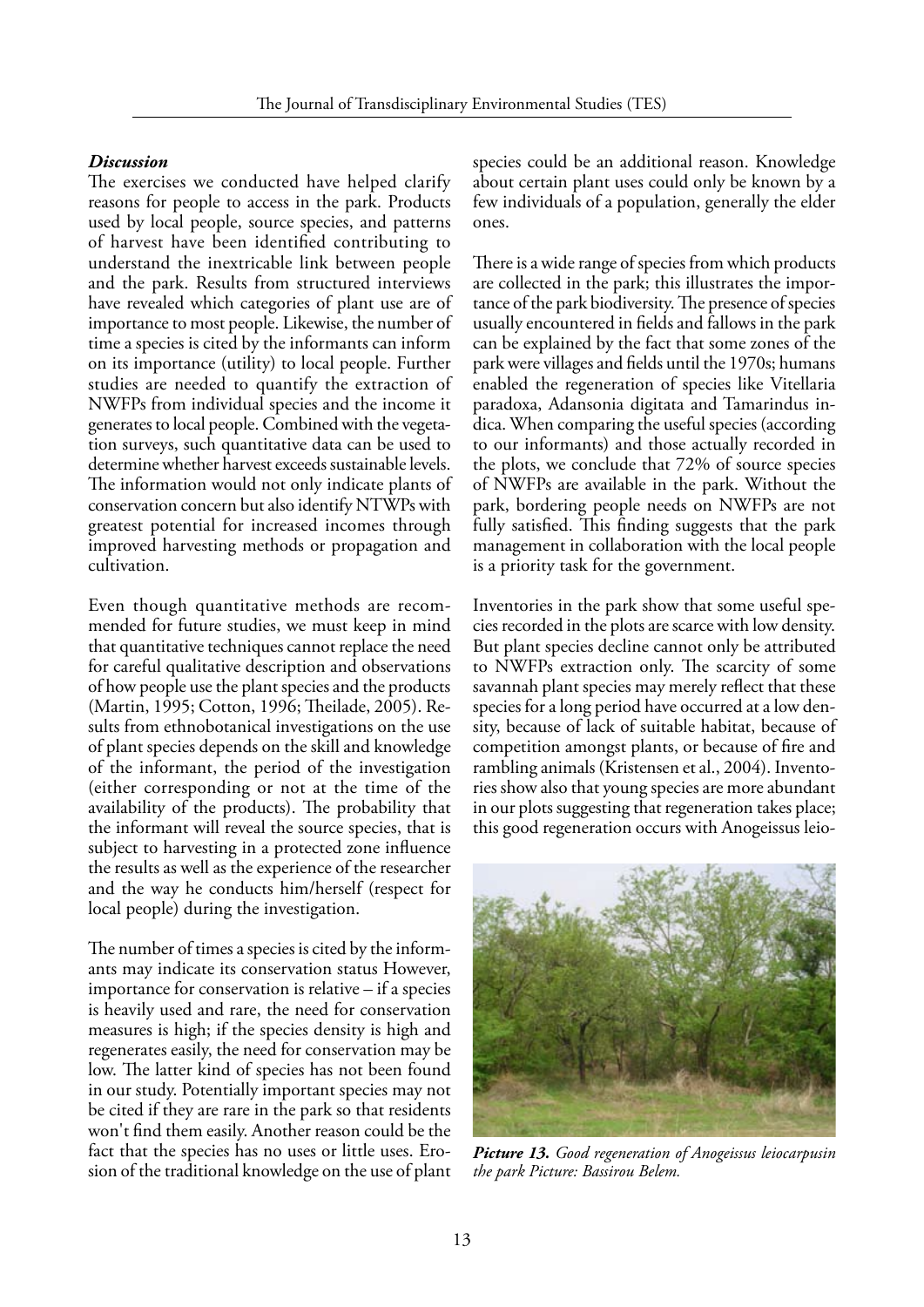### *Discussion*

The exercises we conducted have helped clarify reasons for people to access in the park. Products used by local people, source species, and patterns of harvest have been identified contributing to understand the inextricable link between people and the park. Results from structured interviews have revealed which categories of plant use are of importance to most people. Likewise, the number of time a species is cited by the informants can inform on its importance (utility) to local people. Further studies are needed to quantify the extraction of NWFPs from individual species and the income it generates to local people. Combined with the vegetation surveys, such quantitative data can be used to determine whether harvest exceeds sustainable levels. The information would not only indicate plants of conservation concern but also identify NTWPs with greatest potential for increased incomes through improved harvesting methods or propagation and cultivation.

Even though quantitative methods are recommended for future studies, we must keep in mind that quantitative techniques cannot replace the need for careful qualitative description and observations of how people use the plant species and the products (Martin, 1995; Cotton, 1996; Theilade, 2005). Results from ethnobotanical investigations on the use of plant species depends on the skill and knowledge of the informant, the period of the investigation (either corresponding or not at the time of the availability of the products). The probability that the informant will reveal the source species, that is subject to harvesting in a protected zone influence the results as well as the experience of the researcher and the way he conducts him/herself (respect for local people) during the investigation.

The number of times a species is cited by the informants may indicate its conservation status However, importance for conservation is relative – if a species is heavily used and rare, the need for conservation measures is high; if the species density is high and regenerates easily, the need for conservation may be low. The latter kind of species has not been found in our study. Potentially important species may not be cited if they are rare in the park so that residents won't find them easily. Another reason could be the fact that the species has no uses or little uses. Erosion of the traditional knowledge on the use of plant species could be an additional reason. Knowledge about certain plant uses could only be known by a few individuals of a population, generally the elder ones.

There is a wide range of species from which products are collected in the park; this illustrates the importance of the park biodiversity. The presence of species usually encountered in fields and fallows in the park can be explained by the fact that some zones of the park were villages and fields until the 1970s; humans enabled the regeneration of species like Vitellaria paradoxa, Adansonia digitata and Tamarindus indica. When comparing the useful species (according to our informants) and those actually recorded in the plots, we conclude that 72% of source species of NWFPs are available in the park. Without the park, bordering people needs on NWFPs are not fully satisfied. This finding suggests that the park management in collaboration with the local people is a priority task for the government.

Inventories in the park show that some useful species recorded in the plots are scarce with low density. But plant species decline cannot only be attributed to NWFPs extraction only. The scarcity of some savannah plant species may merely reflect that these species for a long period have occurred at a low density, because of lack of suitable habitat, because of competition amongst plants, or because of fire and rambling animals (Kristensen et al., 2004). Inventories show also that young species are more abundant in our plots suggesting that regeneration takes place; this good regeneration occurs with Anogeissus leio-

***Picture 13.*** *Good regeneration of Anogeissus leiocarpusin the park Picture: Bassirou Belem.*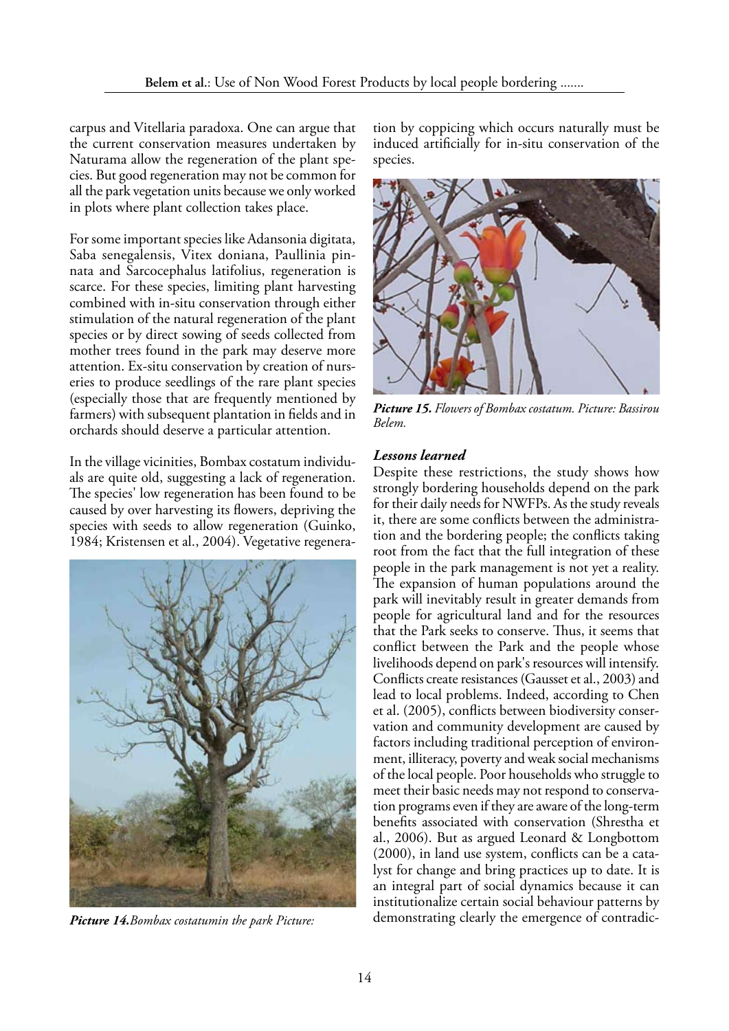carpus and Vitellaria paradoxa. One can argue that the current conservation measures undertaken by Naturama allow the regeneration of the plant species. But good regeneration may not be common for all the park vegetation units because we only worked in plots where plant collection takes place.

For some important species like Adansonia digitata, Saba senegalensis, Vitex doniana, Paullinia pinnata and Sarcocephalus latifolius, regeneration is scarce. For these species, limiting plant harvesting combined with in-situ conservation through either stimulation of the natural regeneration of the plant species or by direct sowing of seeds collected from mother trees found in the park may deserve more attention. Ex-situ conservation by creation of nurseries to produce seedlings of the rare plant species (especially those that are frequently mentioned by farmers) with subsequent plantation in fields and in orchards should deserve a particular attention.

In the village vicinities, Bombax costatum individuals are quite old, suggesting a lack of regeneration. The species' low regeneration has been found to be caused by over harvesting its flowers, depriving the species with seeds to allow regeneration (Guinko, 1984; Kristensen et al., 2004). Vegetative regeneration by coppicing which occurs naturally must be induced artificially for in-situ conservation of the species.

*Picture 14. Bombax costatumin the park Picture:*

*Picture 15. Flowers of Bombax costatum. Picture: Bassirou Belem.*

### *Lessons learned*

Despite these restrictions, the study shows how strongly bordering households depend on the park for their daily needs for NWFPs. As the study reveals it, there are some conflicts between the administration and the bordering people; the conflicts taking root from the fact that the full integration of these people in the park management is not yet a reality. The expansion of human populations around the park will inevitably result in greater demands from people for agricultural land and for the resources that the Park seeks to conserve. Thus, it seems that conflict between the Park and the people whose livelihoods depend on park's resources will intensify. Conflicts create resistances (Gausset et al., 2003) and lead to local problems. Indeed, according to Chen et al. (2005), conflicts between biodiversity conservation and community development are caused by factors including traditional perception of environment, illiteracy, poverty and weak social mechanisms of the local people. Poor households who struggle to meet their basic needs may not respond to conservation programs even if they are aware of the long-term benefits associated with conservation (Shrestha et al., 2006). But as argued Leonard & Longbottom (2000), in land use system, conflicts can be a catalyst for change and bring practices up to date. It is an integral part of social dynamics because it can institutionalize certain social behaviour patterns by demonstrating clearly the emergence of contradic-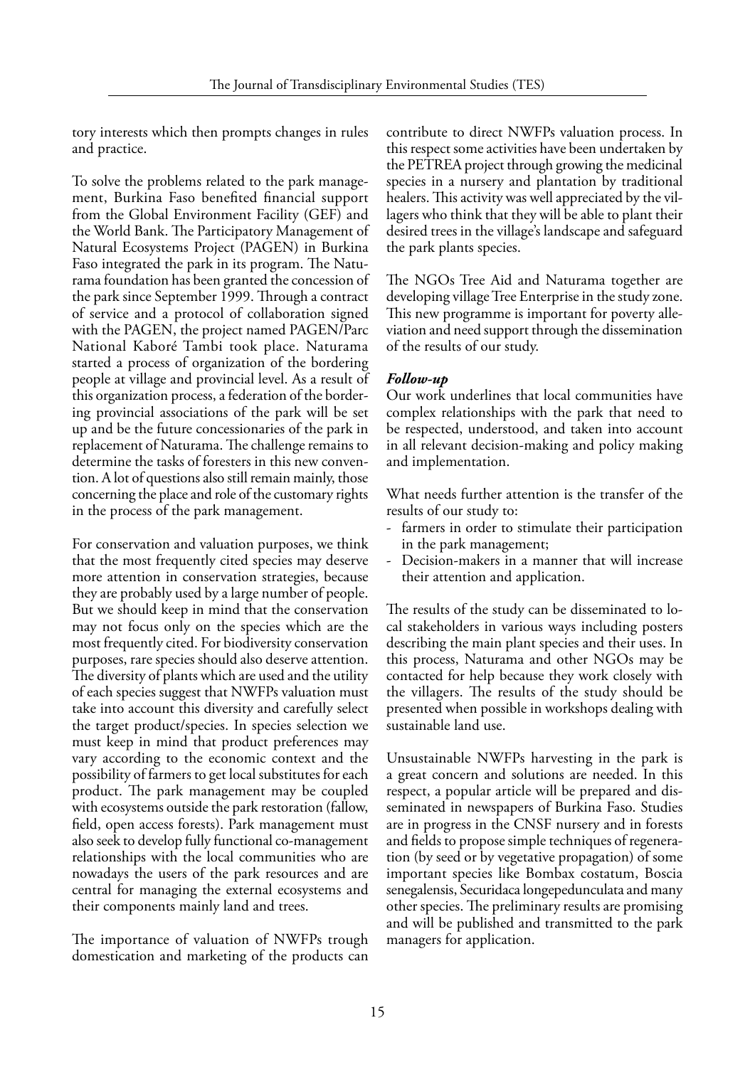tory interests which then prompts changes in rules and practice.

To solve the problems related to the park management, Burkina Faso benefited financial support from the Global Environment Facility (GEF) and the World Bank. The Participatory Management of Natural Ecosystems Project (PAGEN) in Burkina Faso integrated the park in its program. The Naturama foundation has been granted the concession of the park since September 1999. Through a contract of service and a protocol of collaboration signed with the PAGEN, the project named PAGEN/Parc National Kaboré Tambi took place. Naturama started a process of organization of the bordering people at village and provincial level. As a result of this organization process, a federation of the bordering provincial associations of the park will be set up and be the future concessionaries of the park in replacement of Naturama. The challenge remains to determine the tasks of foresters in this new convention. A lot of questions also still remain mainly, those concerning the place and role of the customary rights in the process of the park management.

For conservation and valuation purposes, we think that the most frequently cited species may deserve more attention in conservation strategies, because they are probably used by a large number of people. But we should keep in mind that the conservation may not focus only on the species which are the most frequently cited. For biodiversity conservation purposes, rare species should also deserve attention. The diversity of plants which are used and the utility of each species suggest that NWFPs valuation must take into account this diversity and carefully select the target product/species. In species selection we must keep in mind that product preferences may vary according to the economic context and the possibility of farmers to get local substitutes for each product. The park management may be coupled with ecosystems outside the park restoration (fallow, field, open access forests). Park management must also seek to develop fully functional co-management relationships with the local communities who are nowadays the users of the park resources and are central for managing the external ecosystems and their components mainly land and trees.

The importance of valuation of NWFPs trough domestication and marketing of the products can contribute to direct NWFPs valuation process. In this respect some activities have been undertaken by the PETREA project through growing the medicinal species in a nursery and plantation by traditional healers. This activity was well appreciated by the villagers who think that they will be able to plant their desired trees in the village's landscape and safeguard the park plants species.

The NGOs Tree Aid and Naturama together are developing village Tree Enterprise in the study zone. This new programme is important for poverty alleviation and need support through the dissemination of the results of our study.

### *Follow-up*

Our work underlines that local communities have complex relationships with the park that need to be respected, understood, and taken into account in all relevant decision-making and policy making and implementation.

What needs further attention is the transfer of the results of our study to:

- farmers in order to stimulate their participation in the park management;
- Decision-makers in a manner that will increase their attention and application.

The results of the study can be disseminated to local stakeholders in various ways including posters describing the main plant species and their uses. In this process, Naturama and other NGOs may be contacted for help because they work closely with the villagers. The results of the study should be presented when possible in workshops dealing with sustainable land use.

Unsustainable NWFPs harvesting in the park is a great concern and solutions are needed. In this respect, a popular article will be prepared and disseminated in newspapers of Burkina Faso. Studies are in progress in the CNSF nursery and in forests and fields to propose simple techniques of regeneration (by seed or by vegetative propagation) of some important species like Bombax costatum, Boscia senegalensis, Securidaca longepedunculata and many other species. The preliminary results are promising and will be published and transmitted to the park managers for application.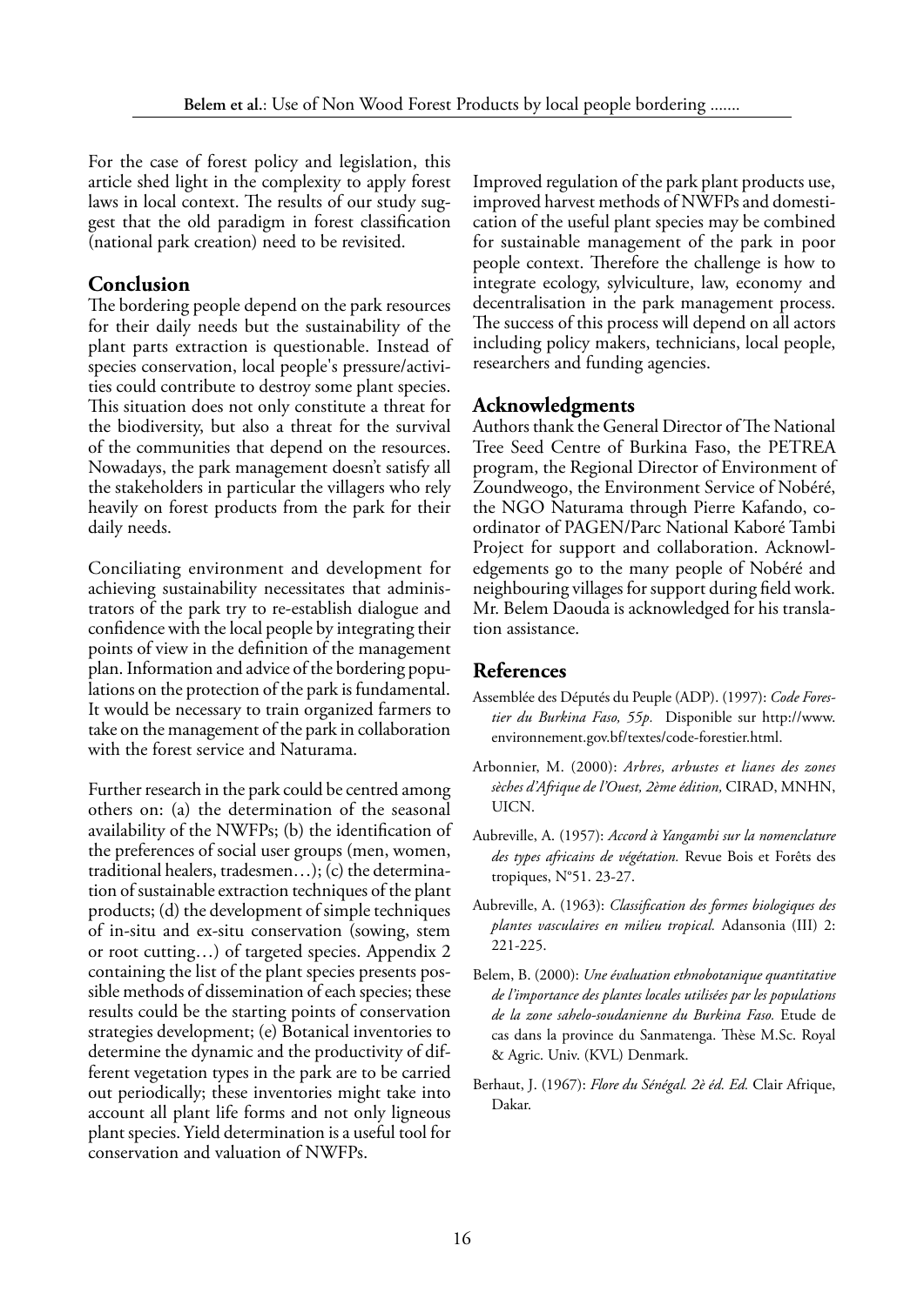For the case of forest policy and legislation, this article shed light in the complexity to apply forest laws in local context. The results of our study suggest that the old paradigm in forest classification (national park creation) need to be revisited.

## Conclusion

The bordering people depend on the park resources for their daily needs but the sustainability of the plant parts extraction is questionable. Instead of species conservation, local people's pressure/activities could contribute to destroy some plant species. This situation does not only constitute a threat for the biodiversity, but also a threat for the survival of the communities that depend on the resources. Nowadays, the park management doesn't satisfy all the stakeholders in particular the villagers who rely heavily on forest products from the park for their daily needs.

Conciliating environment and development for achieving sustainability necessitates that administrators of the park try to re-establish dialogue and confidence with the local people by integrating their points of view in the definition of the management plan. Information and advice of the bordering populations on the protection of the park is fundamental. It would be necessary to train organized farmers to take on the management of the park in collaboration with the forest service and Naturama.

Further research in the park could be centred among others on: (a) the determination of the seasonal availability of the NWFPs; (b) the identification of the preferences of social user groups (men, women, traditional healers, tradesmen…); (c) the determination of sustainable extraction techniques of the plant products; (d) the development of simple techniques of in-situ and ex-situ conservation (sowing, stem or root cutting…) of targeted species. Appendix 2 containing the list of the plant species presents possible methods of dissemination of each species; these results could be the starting points of conservation strategies development; (e) Botanical inventories to determine the dynamic and the productivity of different vegetation types in the park are to be carried out periodically; these inventories might take into account all plant life forms and not only ligneous plant species. Yield determination is a useful tool for conservation and valuation of NWFPs.

Improved regulation of the park plant products use, improved harvest methods of NWFPs and domestication of the useful plant species may be combined for sustainable management of the park in poor people context. Therefore the challenge is how to integrate ecology, sylviculture, law, economy and decentralisation in the park management process. The success of this process will depend on all actors including policy makers, technicians, local people, researchers and funding agencies.

## Acknowledgments

Authors thank the General Director of The National Tree Seed Centre of Burkina Faso, the PETREA program, the Regional Director of Environment of Zoundweogo, the Environment Service of Nobéré, the NGO Naturama through Pierre Kafando, coordinator of PAGEN/Parc National Kaboré Tambi Project for support and collaboration. Acknowledgements go to the many people of Nobéré and neighbouring villages for support during field work. Mr. Belem Daouda is acknowledged for his translation assistance.

## References

Assemblée des Députés du Peuple (ADP). (1997): *Code Forestier du Burkina Faso, 55p.* Disponible sur http://www.environnement.gov.bf/textes/code-forestier.html.

Arbonnier, M. (2000): *Arbres, arbustes et lianes des zones sèches d'Afrique de l'Ouest, 2ème édition,* CIRAD, MNHN, UICN.

Aubreville, A. (1957): *Accord à Yangambi sur la nomenclature des types africains de végétation.* Revue Bois et Forêts des tropiques, N°51. 23-27.

Aubreville, A. (1963): *Classification des formes biologiques des plantes vasculaires en milieu tropical.* Adansonia (III) 2: 221-225.

Belem, B. (2000): *Une évaluation ethnobotanique quantitative de l'importance des plantes locales utilisées par les populations de la zone sahelo-soudanienne du Burkina Faso.* Etude de cas dans la province du Sanmatenga. Thèse M.Sc. Royal & Agric. Univ. (KVL) Denmark.

Berhaut, J. (1967): *Flore du Sénégal. 2è éd. Ed.* Clair Afrique, Dakar.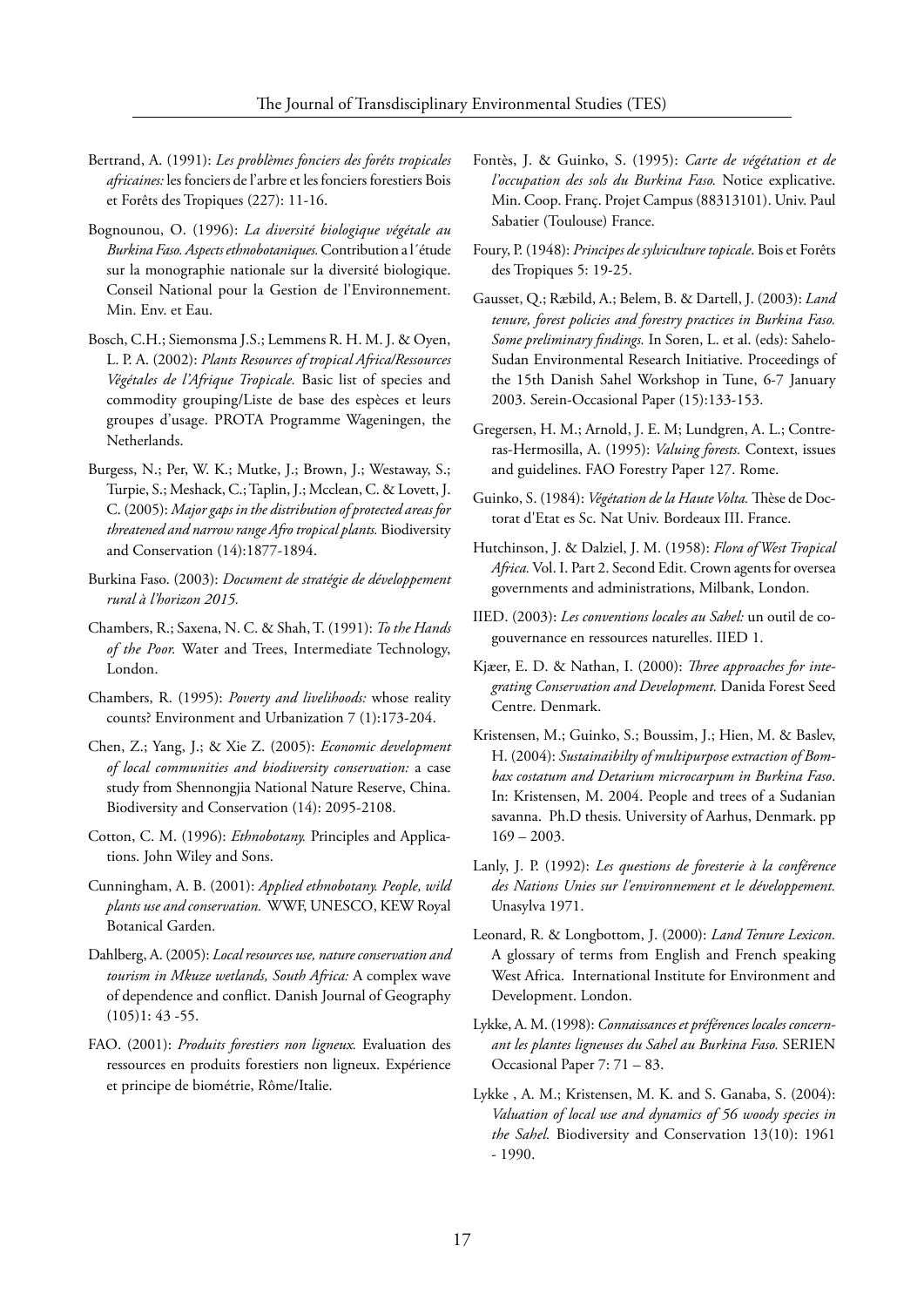Bertrand, A. (1991): *Les problèmes fonciers des forêts tropicales africaines:* les fonciers de l'arbre et les fonciers forestiers Bois et Forêts des Tropiques (227): 11-16.

Bognounou, O. (1996): *La diversité biologique végétale au Burkina Faso. Aspects ethnobotaniques.* Contribution a l´étude sur la monographie nationale sur la diversité biologique. Conseil National pour la Gestion de l'Environnement. Min. Env. et Eau.

Bosch, C.H.; Siemonsma J.S.; Lemmens R. H. M. J. & Oyen, L. P. A. (2002): *Plants Resources of tropical Africa/Ressources Végétales de l'Afrique Tropicale.* Basic list of species and commodity grouping/Liste de base des espèces et leurs groupes d'usage. PROTA Programme Wageningen, the Netherlands.

Burgess, N.; Per, W. K.; Mutke, J.; Brown, J.; Westaway, S.; Turpie, S.; Meshack, C.; Taplin, J.; Mcclean, C. & Lovett, J. C. (2005): *Major gaps in the distribution of protected areas for threatened and narrow range Afro tropical plants.* Biodiversity and Conservation (14):1877-1894.

Burkina Faso. (2003): *Document de stratégie de développement rural à l'horizon 2015.*

Chambers, R.; Saxena, N. C. & Shah, T. (1991): *To the Hands of the Poor.* Water and Trees, Intermediate Technology, London.

Chambers, R. (1995): *Poverty and livelihoods:* whose reality counts? Environment and Urbanization 7 (1):173-204.

Chen, Z.; Yang, J.; & Xie Z. (2005): *Economic development of local communities and biodiversity conservation:* a case study from Shennongjia National Nature Reserve, China. Biodiversity and Conservation (14): 2095-2108.

Cotton, C. M. (1996): *Ethnobotany.* Principles and Applications. John Wiley and Sons.

Cunningham, A. B. (2001): *Applied ethnobotany. People, wild plants use and conservation.* WWF, UNESCO, KEW Royal Botanical Garden.

Dahlberg, A. (2005): *Local resources use, nature conservation and tourism in Mkuze wetlands, South Africa:* A complex wave of dependence and conflict. Danish Journal of Geography (105)1: 43 -55.

FAO. (2001): *Produits forestiers non ligneux.* Evaluation des ressources en produits forestiers non ligneux. Expérience et principe de biométrie, Rôme/Italie.

Fontès, J. & Guinko, S. (1995): *Carte de végétation et de l'occupation des sols du Burkina Faso.* Notice explicative. Min. Coop. Franç. Projet Campus (88313101). Univ. Paul Sabatier (Toulouse) France.

Foury, P. (1948): *Principes de sylviculture topicale*. Bois et Forêts des Tropiques 5: 19-25.

Gausset, Q.; Ræbild, A.; Belem, B. & Dartell, J. (2003): *Land tenure, forest policies and forestry practices in Burkina Faso. Some preliminary findings.* In Soren, L. et al. (eds): Sahelo-Sudan Environmental Research Initiative. Proceedings of the 15th Danish Sahel Workshop in Tune, 6-7 January 2003. Serein-Occasional Paper (15):133-153.

Gregersen, H. M.; Arnold, J. E. M; Lundgren, A. L.; Contreras-Hermosilla, A. (1995): *Valuing forests.* Context, issues and guidelines. FAO Forestry Paper 127. Rome.

Guinko, S. (1984): *Végétation de la Haute Volta.* Thèse de Doctorat d'Etat es Sc. Nat Univ. Bordeaux III. France.

Hutchinson, J. & Dalziel, J. M. (1958): *Flora of West Tropical Africa.* Vol. I. Part 2. Second Edit. Crown agents for oversea governments and administrations, Milbank, London.

IIED. (2003): *Les conventions locales au Sahel:* un outil de co-gouvernance en ressources naturelles. IIED 1.

Kjær, E. D. & Nathan, I. (2000): *Three approaches for integrating Conservation and Development.* Danida Forest Seed Centre. Denmark.

Kristensen, M.; Guinko, S.; Boussim, J.; Hien, M. & Baslev, H. (2004): *Sustainaibilty of multipurpose extraction of Bombax costatum and Detarium microcarpum in Burkina Faso*. In: Kristensen, M. 2004. People and trees of a Sudanian savanna. Ph.D thesis. University of Aarhus, Denmark. pp 169 – 2003.

Lanly, J. P. (1992): *Les questions de foresterie à la conférence des Nations Unies sur l'environnement et le développement.* Unasylva 1971.

Leonard, R. & Longbottom, J. (2000): *Land Tenure Lexicon.* A glossary of terms from English and French speaking West Africa. International Institute for Environment and Development. London.

Lykke, A. M. (1998): *Connaissances et préférences locales concernant les plantes ligneuses du Sahel au Burkina Faso.* SERIEN Occasional Paper 7: 71 – 83.

Lykke , A. M.; Kristensen, M. K. and S. Ganaba, S. (2004): *Valuation of local use and dynamics of 56 woody species in the Sahel.* Biodiversity and Conservation 13(10): 1961 - 1990.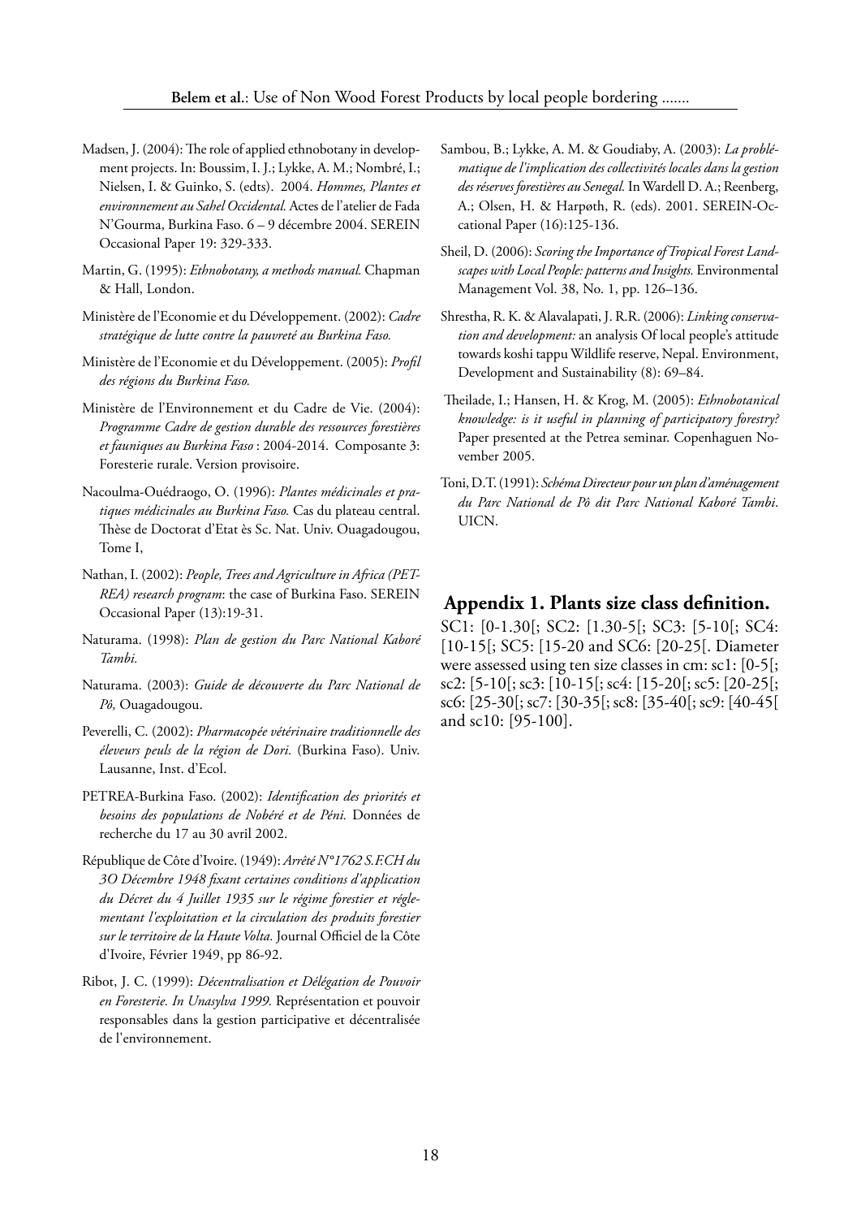Madsen, J. (2004): The role of applied ethnobotany in development projects. In: Boussim, I. J.; Lykke, A. M.; Nombré, I.; Nielsen, I. & Guinko, S. (edts). 2004. *Hommes, Plantes et environnement au Sahel Occidental.* Actes de l'atelier de Fada N'Gourma, Burkina Faso. 6 – 9 décembre 2004. SEREIN Occasional Paper 19: 329-333.

Martin, G. (1995): *Ethnobotany, a methods manual.* Chapman & Hall, London.

Ministère de l'Economie et du Développement. (2002): *Cadre stratégique de lutte contre la pauvreté au Burkina Faso.*

Ministère de l'Economie et du Développement. (2005): *Profil des régions du Burkina Faso.*

Ministère de l'Environnement et du Cadre de Vie. (2004): *Programme Cadre de gestion durable des ressources forestières et fauniques au Burkina Faso* : 2004-2014. Composante 3: Foresterie rurale. Version provisoire.

Nacoulma-Ouédraogo, O. (1996): *Plantes médicinales et pratiques médicinales au Burkina Faso.* Cas du plateau central. Thèse de Doctorat d'Etat ès Sc. Nat. Univ. Ouagadougou, Tome I,

Nathan, I. (2002): *People, Trees and Agriculture in Africa (PETREA) research program*: the case of Burkina Faso. SEREIN Occasional Paper (13):19-31.

Naturama. (1998): *Plan de gestion du Parc National Kaboré Tambi.*

Naturama. (2003): *Guide de découverte du Parc National de Pô,* Ouagadougou.

Peverelli, C. (2002): *Pharmacopée vétérinaire traditionnelle des éleveurs peuls de la région de Dori.* (Burkina Faso). Univ. Lausanne, Inst. d'Ecol.

PETREA-Burkina Faso. (2002): *Identification des priorités et besoins des populations de Nobéré et de Péni.* Données de recherche du 17 au 30 avril 2002.

République de Côte d'Ivoire. (1949): *Arrêté N°1762 S.F.CH du 3O Décembre 1948 fixant certaines conditions d'application du Décret du 4 Juillet 1935 sur le régime forestier et réglementant l'exploitation et la circulation des produits forestier sur le territoire de la Haute Volta.* Journal Officiel de la Côte d'Ivoire, Février 1949, pp 86-92.

Ribot, J. C. (1999): *Décentralisation et Délégation de Pouvoir en Foresterie. In Unasylva 1999.* Représentation et pouvoir responsables dans la gestion participative et décentralisée de l'environnement.

Sambou, B.; Lykke, A. M. & Goudiaby, A. (2003): *La problématique de l'implication des collectivités locales dans la gestion des réserves forestières au Senegal.* In Wardell D. A.; Reenberg, A.; Olsen, H. & Harpøth, R. (eds). 2001. SEREIN-Occational Paper (16):125-136.

Sheil, D. (2006): *Scoring the Importance of Tropical Forest Landscapes with Local People: patterns and Insights.* Environmental Management Vol. 38, No. 1, pp. 126–136.

Shrestha, R. K. & Alavalapati, J. R.R. (2006): *Linking conservation and development:* an analysis Of local people's attitude towards koshi tappu Wildlife reserve, Nepal. Environment, Development and Sustainability (8): 69–84.

Theilade, I.; Hansen, H. & Krog, M. (2005): *Ethnobotanical knowledge: is it useful in planning of participatory forestry?* Paper presented at the Petrea seminar. Copenhaguen November 2005.

Toni, D.T. (1991): *Schéma Directeur pour un plan d'aménagement du Parc National de Pô dit Parc National Kaboré Tambi.* UICN.

## Appendix 1. Plants size class definition.

SC1: [0-1.30[; SC2: [1.30-5[; SC3: [5-10[; SC4: [10-15[; SC5: [15-20 and SC6: [20-25[. Diameter were assessed using ten size classes in cm: sc1: [0-5[; sc2: [5-10[; sc3: [10-15[; sc4: [15-20[; sc5: [20-25[; sc6: [25-30[; sc7: [30-35[; sc8: [35-40[; sc9: [40-45[ and sc10: [95-100].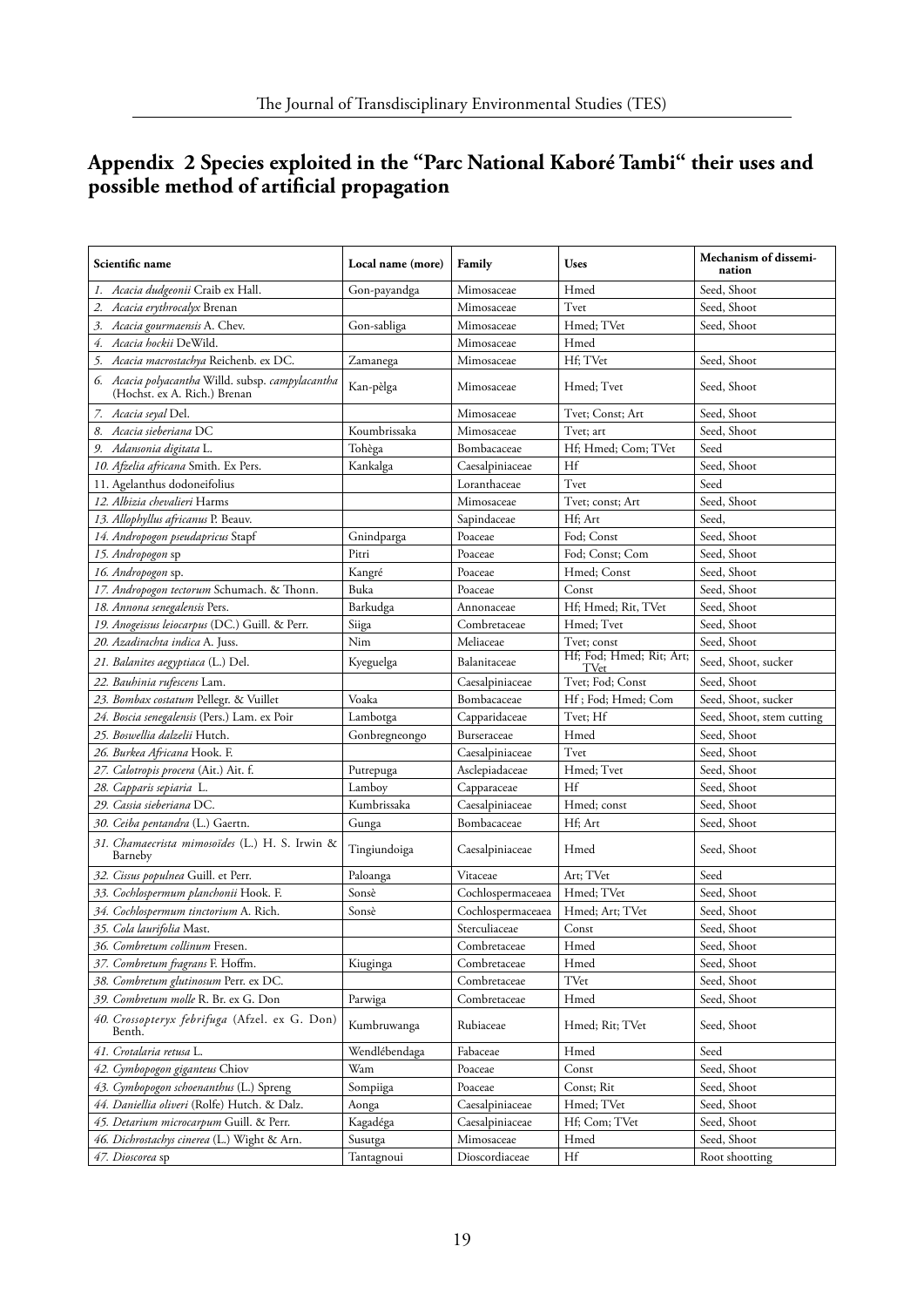## Appendix 2 Species exploited in the "Parc National Kaboré Tambi" their uses and possible method of artificial propagation

| Scientific name | Local name (more) | Family | Uses | Mechanism of dissemination |
|---|---|---|---|---|
| 1. *Acacia dudgeonii* Craib ex Hall. | Gon-payandga | Mimosaceae | Hmed | Seed, Shoot |
| 2. *Acacia erythrocalyx* Brenan | | Mimosaceae | Tvet | Seed, Shoot |
| 3. *Acacia gourmaensis* A. Chev. | Gon-sabliga | Mimosaceae | Hmed; TVet | Seed, Shoot |
| 4. *Acacia hockii* DeWild. | | Mimosaceae | Hmed | |
| 5. *Acacia macrostachya* Reichenb. ex DC. | Zamanega | Mimosaceae | Hf; TVet | Seed, Shoot |
| 6. *Acacia polyacantha* Willd. subsp. *campylacantha* (Hochst. ex A. Rich.) Brenan | Kan-pèlga | Mimosaceae | Hmed; Tvet | Seed, Shoot |
| 7. *Acacia seyal* Del. | | Mimosaceae | Tvet; Const; Art | Seed, Shoot |
| 8. *Acacia sieberiana* DC | Koumbrissaka | Mimosaceae | Tvet; art | Seed, Shoot |
| 9. *Adansonia digitata* L. | Tohèga | Bombacaceae | Hf; Hmed; Com; TVet | Seed |
| 10. *Afzelia africana* Smith. Ex Pers. | Kankalga | Caesalpiniaceae | Hf | Seed, Shoot |
| 11. Agelanthus dodoneifolius | | Loranthaceae | Tvet | Seed |
| 12. *Albizia chevalieri* Harms | | Mimosaceae | Tvet; const; Art | Seed, Shoot |
| 13. *Allophyllus africanus* P. Beauv. | | Sapindaceae | Hf; Art | Seed, |
| 14. *Andropogon pseudapricus* Stapf | Gnindparga | Poaceae | Fod; Const | Seed, Shoot |
| 15. *Andropogon* sp | Pitri | Poaceae | Fod; Const; Com | Seed, Shoot |
| 16. *Andropogon* sp. | Kangré | Poaceae | Hmed; Const | Seed, Shoot |
| 17. *Andropogon tectorum* Schumach. & Thonn. | Buka | Poaceae | Const | Seed, Shoot |
| 18. *Annona senegalensis* Pers. | Barkudga | Annonaceae | Hf; Hmed; Rit, TVet | Seed, Shoot |
| 19. *Anogeissus leiocarpus* (DC.) Guill. & Perr. | Siiga | Combretaceae | Hmed; Tvet | Seed, Shoot |
| 20. *Azadirachta indica* A. Juss. | Nim | Meliaceae | Tvet; const | Seed, Shoot |
| 21. *Balanites aegyptiaca* (L.) Del. | Kyeguelga | Balanitaceae | Hf; Fod; Hmed; Rit; Art; TVet | Seed, Shoot, sucker |
| 22. *Bauhinia rufescens* Lam. | | Caesalpiniaceae | Tvet; Fod; Const | Seed, Shoot |
| 23. *Bombax costatum* Pellegr. & Vuillet | Voaka | Bombacaceae | Hf ; Fod; Hmed; Com | Seed, Shoot, sucker |
| 24. *Boscia senegalensis* (Pers.) Lam. ex Poir | Lambotga | Capparidaceae | Tvet; Hf | Seed, Shoot, stem cutting |
| 25. *Boswellia dalzelii* Hutch. | Gonbregneongo | Burseraceae | Hmed | Seed, Shoot |
| 26. *Burkea Africana* Hook. F. | | Caesalpiniaceae | Tvet | Seed, Shoot |
| 27. *Calotropis procera* (Ait.) Ait. f. | Putrepuga | Asclepiadaceae | Hmed; Tvet | Seed, Shoot |
| 28. *Capparis sepiaria* L. | Lamboy | Capparaceae | Hf | Seed, Shoot |
| 29. *Cassia sieberiana* DC. | Kumbrissaka | Caesalpiniaceae | Hmed; const | Seed, Shoot |
| 30. *Ceiba pentandra* (L.) Gaertn. | Gunga | Bombacaceae | Hf; Art | Seed, Shoot |
| 31. *Chamaecrista mimosoïdes* (L.) H. S. Irwin & Barneby | Tingiundoiga | Caesalpiniaceae | Hmed | Seed, Shoot |
| 32. *Cissus populnea* Guill. et Perr. | Paloanga | Vitaceae | Art; TVet | Seed |
| 33. *Cochlospermum planchonii* Hook. F. | Sonsè | Cochlospermaceaea | Hmed; TVet | Seed, Shoot |
| 34. *Cochlospermum tinctorium* A. Rich. | Sonsè | Cochlospermaceaea | Hmed; Art; TVet | Seed, Shoot |
| 35. *Cola laurifolia* Mast. | | Sterculiaceae | Const | Seed, Shoot |
| 36. *Combretum collinum* Fresen. | | Combretaceae | Hmed | Seed, Shoot |
| 37. *Combretum fragrans* F. Hoffm. | Kiuginga | Combretaceae | Hmed | Seed, Shoot |
| 38. *Combretum glutinosum* Perr. ex DC. | | Combretaceae | TVet | Seed, Shoot |
| 39. *Combretum molle* R. Br. ex G. Don | Parwiga | Combretaceae | Hmed | Seed, Shoot |
| 40. *Crossopteryx febrifuga* (Afzel. ex G. Don) Benth. | Kumbruwanga | Rubiaceae | Hmed; Rit; TVet | Seed, Shoot |
| 41. *Crotalaria retusa* L. | Wendlébendaga | Fabaceae | Hmed | Seed |
| 42. *Cymbopogon giganteus* Chiov | Wam | Poaceae | Const | Seed, Shoot |
| 43. *Cymbopogon schoenanthus* (L.) Spreng | Sompiiga | Poaceae | Const; Rit | Seed, Shoot |
| 44. *Daniellia oliveri* (Rolfe) Hutch. & Dalz. | Aonga | Caesalpiniaceae | Hmed; TVet | Seed, Shoot |
| 45. *Detarium microcarpum* Guill. & Perr. | Kagadéga | Caesalpiniaceae | Hf; Com; TVet | Seed, Shoot |
| 46. *Dichrostachys cinerea* (L.) Wight & Arn. | Susutga | Mimosaceae | Hmed | Seed, Shoot |
| 47. *Dioscorea* sp | Tantagnoui | Dioscordiaceae | Hf | Root shootting |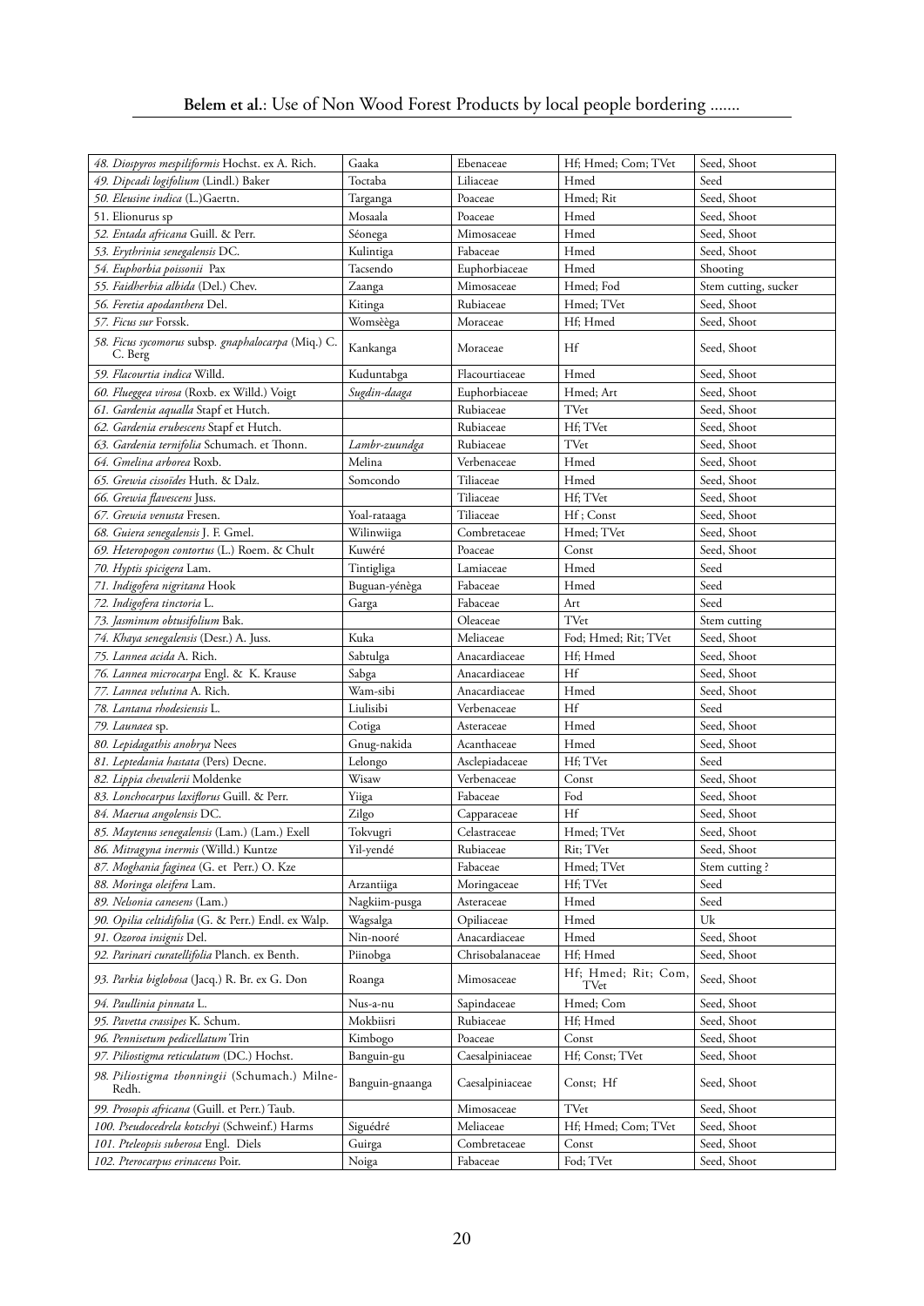| | | | | |
|---|---|---|---|---|
| *48. Diospyros mespiliformis* Hochst. ex A. Rich. | Gaaka | Ebenaceae | Hf; Hmed; Com; TVet | Seed, Shoot |
| *49. Dipcadi logifolium* (Lindl.) Baker | Toctaba | Liliaceae | Hmed | Seed |
| *50. Eleusine indica* (L.)Gaertn. | Targanga | Poaceae | Hmed; Rit | Seed, Shoot |
| 51. Elionurus sp | Mosaala | Poaceae | Hmed | Seed, Shoot |
| *52. Entada africana* Guill. & Perr. | Séonega | Mimosaceae | Hmed | Seed, Shoot |
| *53. Erythrinia senegalensis* DC. | Kulintiga | Fabaceae | Hmed | Seed, Shoot |
| *54. Euphorbia poissonii* Pax | Tacsendo | Euphorbiaceae | Hmed | Shooting |
| *55. Faidherbia albida* (Del.) Chev. | Zaanga | Mimosaceae | Hmed; Fod | Stem cutting, sucker |
| *56. Feretia apodanthera* Del. | Kitinga | Rubiaceae | Hmed; TVet | Seed, Shoot |
| *57. Ficus sur* Forssk. | Womsèèga | Moraceae | Hf; Hmed | Seed, Shoot |
| *58. Ficus sycomorus* subsp. *gnaphalocarpa* (Miq.) C. C. Berg | Kankanga | Moraceae | Hf | Seed, Shoot |
| *59. Flacourtia indica* Willd. | Kuduntabga | Flacourtiaceae | Hmed | Seed, Shoot |
| *60. Flueggea virosa* (Roxb. ex Willd.) Voigt | *Sugdin-daaga* | Euphorbiaceae | Hmed; Art | Seed, Shoot |
| *61. Gardenia aqualla* Stapf et Hutch. | | Rubiaceae | TVet | Seed, Shoot |
| *62. Gardenia erubescens* Stapf et Hutch. | | Rubiaceae | Hf; TVet | Seed, Shoot |
| *63. Gardenia ternifolia* Schumach. et Thonn. | *Lambr-zuundga* | Rubiaceae | TVet | Seed, Shoot |
| *64. Gmelina arborea* Roxb. | Melina | Verbenaceae | Hmed | Seed, Shoot |
| *65. Grewia cissoïdes* Huth. & Dalz. | Somcondo | Tiliaceae | Hmed | Seed, Shoot |
| *66. Grewia flavescens* Juss. | | Tiliaceae | Hf; TVet | Seed, Shoot |
| *67. Grewia venusta* Fresen. | Yoal-rataaga | Tiliaceae | Hf ; Const | Seed, Shoot |
| *68. Guiera senegalensis* J. F. Gmel. | Wilinwiiga | Combretaceae | Hmed; TVet | Seed, Shoot |
| *69. Heteropogon contortus* (L.) Roem. & Chult | Kuwéré | Poaceae | Const | Seed, Shoot |
| *70. Hyptis spicigera* Lam. | Tintigliga | Lamiaceae | Hmed | Seed |
| *71. Indigofera nigritana* Hook | Buguan-yénèga | Fabaceae | Hmed | Seed |
| *72. Indigofera tinctoria* L. | Garga | Fabaceae | Art | Seed |
| *73. Jasminum obtusifolium* Bak. | | Oleaceae | TVet | Stem cutting |
| *74. Khaya senegalensis* (Desr.) A. Juss. | Kuka | Meliaceae | Fod; Hmed; Rit; TVet | Seed, Shoot |
| *75. Lannea acida* A. Rich. | Sabtulga | Anacardiaceae | Hf; Hmed | Seed, Shoot |
| *76. Lannea microcarpa* Engl. & K. Krause | Sabga | Anacardiaceae | Hf | Seed, Shoot |
| *77. Lannea velutina* A. Rich. | Wam-sibi | Anacardiaceae | Hmed | Seed, Shoot |
| *78. Lantana rhodesiensis* L. | Liulisibi | Verbenaceae | Hf | Seed |
| *79. Launaea* sp. | Cotiga | Asteraceae | Hmed | Seed, Shoot |
| *80. Lepidagathis anobrya* Nees | Gnug-nakida | Acanthaceae | Hmed | Seed, Shoot |
| *81. Leptedania hastata* (Pers) Decne. | Lelongo | Asclepiadaceae | Hf; TVet | Seed |
| *82. Lippia chevalerii* Moldenke | Wisaw | Verbenaceae | Const | Seed, Shoot |
| *83. Lonchocarpus laxiflorus* Guill. & Perr. | Yiiga | Fabaceae | Fod | Seed, Shoot |
| *84. Maerua angolensis* DC. | Zilgo | Capparaceae | Hf | Seed, Shoot |
| *85. Maytenus senegalensis* (Lam.) (Lam.) Exell | Tokvugri | Celastraceae | Hmed; TVet | Seed, Shoot |
| *86. Mitragyna inermis* (Willd.) Kuntze | Yil-yendé | Rubiaceae | Rit; TVet | Seed, Shoot |
| *87. Moghania faginea* (G. et Perr.) O. Kze | | Fabaceae | Hmed; TVet | Stem cutting ? |
| *88. Moringa oleifera* Lam. | Arzantiiga | Moringaceae | Hf; TVet | Seed |
| *89. Nelsonia canesens* (Lam.) | Nagkiim-pusga | Asteraceae | Hmed | Seed |
| *90. Opilia celtidifolia* (G. & Perr.) Endl. ex Walp. | Wagsalga | Opiliaceae | Hmed | Uk |
| *91. Ozoroa insignis* Del. | Nin-nooré | Anacardiaceae | Hmed | Seed, Shoot |
| *92. Parinari curatellifolia* Planch. ex Benth. | Piinobga | Chrisobalanaceae | Hf; Hmed | Seed, Shoot |
| *93. Parkia biglobosa* (Jacq.) R. Br. ex G. Don | Roanga | Mimosaceae | Hf; Hmed; Rit; Com, TVet | Seed, Shoot |
| *94. Paullinia pinnata* L. | Nus-a-nu | Sapindaceae | Hmed; Com | Seed, Shoot |
| *95. Pavetta crassipes* K. Schum. | Mokbiisri | Rubiaceae | Hf; Hmed | Seed, Shoot |
| *96. Pennisetum pedicellatum* Trin | Kimbogo | Poaceae | Const | Seed, Shoot |
| *97. Piliostigma reticulatum* (DC.) Hochst. | Banguin-gu | Caesalpiniaceae | Hf; Const; TVet | Seed, Shoot |
| *98. Piliostigma thonningii* (Schumach.) Milne-Redh. | Banguin-gnaanga | Caesalpiniaceae | Const; Hf | Seed, Shoot |
| *99. Prosopis africana* (Guill. et Perr.) Taub. | | Mimosaceae | TVet | Seed, Shoot |
| *100. Pseudocedrela kotschyi* (Schweinf.) Harms | Siguédré | Meliaceae | Hf; Hmed; Com; TVet | Seed, Shoot |
| *101. Pteleopsis suberosa* Engl. Diels | Guirga | Combretaceae | Const | Seed, Shoot |
| *102. Pterocarpus erinaceus* Poir. | Noiga | Fabaceae | Fod; TVet | Seed, Shoot |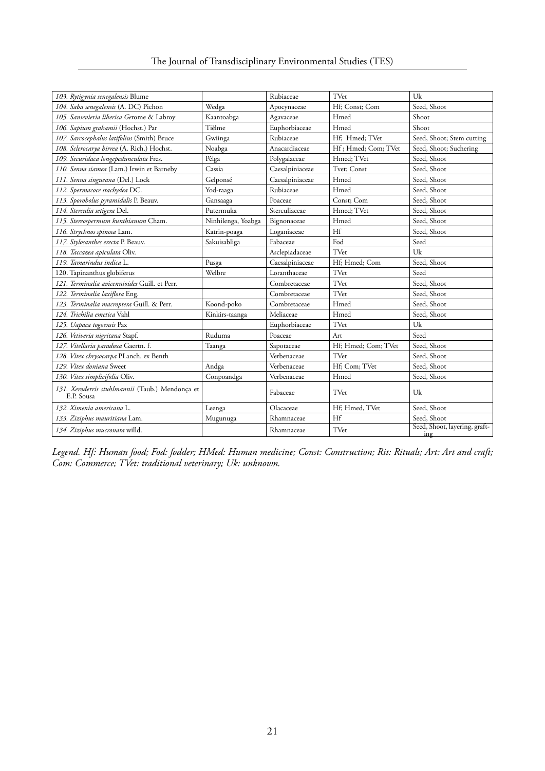| *103. Rytigynia senegalensis* Blume | | Rubiaceae | TVet | Uk |
|---|---|---|---|---|
| *104. Saba senegalensis* (A. DC) Pichon | Wedga | Apocynaceae | Hf; Const; Com | Seed, Shoot |
| *105. Sansevieria liberica* Gerome & Labroy | Kaantoabga | Agavaceae | Hmed | Shoot |
| *106. Sapium grahamii* (Hochst.) Par | Tièlme | Euphorbiaceae | Hmed | Shoot |
| *107. Sarcocephalus latifolius* (Smith) Bruce | Gwiinga | Rubiaceae | Hf; Hmed; TVet | Seed, Shoot; Stem cutting |
| *108. Sclerocarya birrea* (A. Rich.) Hochst. | Noabga | Anacardiaceae | Hf ; Hmed; Com; TVet | Seed, Shoot; Suchering |
| *109. Securidaca longepedunculata* Fres. | Pèlga | Polygalaceae | Hmed; TVet | Seed, Shoot |
| *110. Senna siamea* (Lam.) Irwin et Barneby | Cassia | Caesalpiniaceae | Tvet; Const | Seed, Shoot |
| *111. Senna singueana* (Del.) Lock | Gelponsé | Caesalpiniaceae | Hmed | Seed, Shoot |
| *112. Spermacoce stachydea* DC. | Yod-raaga | Rubiaceae | Hmed | Seed, Shoot |
| *113. Sporobolus pyramidalis* P. Beauv. | Gansaaga | Poaceae | Const; Com | Seed, Shoot |
| *114. Sterculia setigera* Del. | Putermuka | Sterculiaceae | Hmed; TVet | Seed, Shoot |
| *115. Stereospermum kunthianum* Cham. | Ninhilenga, Yoabga | Bignonaceae | Hmed | Seed, Shoot |
| *116. Strychnos spinosa* Lam. | Katrin-poaga | Loganiaceae | Hf | Seed, Shoot |
| *117. Stylosanthes erecta* P. Beauv. | Sakuisabliga | Fabaceae | Fod | Seed |
| *118. Taccazea apiculata* Oliv. | | Asclepiadaceae | TVet | Uk |
| *119. Tamarindus indica* L. | Pusga | Caesalpiniaceae | Hf; Hmed; Com | Seed, Shoot |
| 120. Tapinanthus globiferus | Welbre | Loranthaceae | TVet | Seed |
| *121. Terminalia avicennioides* Guill. et Perr. | | Combretaceae | TVet | Seed, Shoot |
| *122. Terminalia laxiflora* Eng. | | Combretaceae | TVet | Seed, Shoot |
| *123. Terminalia macroptera* Guill. & Perr. | Koond-poko | Combretaceae | Hmed | Seed, Shoot |
| *124. Trichilia emetica* Vahl | Kinkirs-taanga | Meliaceae | Hmed | Seed, Shoot |
| *125. Uapaca togoensis* Pax | | Euphorbiaceae | TVet | Uk |
| *126. Vetiveria nigritana* Stapf. | Ruduma | Poaceae | Art | Seed |
| *127. Vitellaria paradoxa* Gaertn. f. | Taanga | Sapotaceae | Hf; Hmed; Com; TVet | Seed, Shoot |
| *128. Vitex chrysocarpa* PLanch. ex Benth | | Verbenaceae | TVet | Seed, Shoot |
| *129. Vitex doniana* Sweet | Andga | Verbenaceae | Hf; Com; TVet | Seed, Shoot |
| *130. Vitex simplicifolia* Oliv. | Conpoandga | Verbenaceae | Hmed | Seed, Shoot |
| *131. Xeroderris stuhlmannii* (Taub.) Mendonça et E.P. Sousa | | Fabaceae | TVet | Uk |
| *132. Ximenia americana* L. | Leenga | Olacaceae | Hf; Hmed, TVet | Seed, Shoot |
| *133. Ziziphus mauritiana* Lam. | Mugunuga | Rhamnaceae | Hf | Seed, Shoot |
| *134. Ziziphus mucronata* willd. | | Rhamnaceae | TVet | Seed, Shoot, layering, grafting |

*Legend. Hf: Human food; Fod: fodder; HMed: Human medicine; Const: Construction; Rit: Rituals; Art: Art and craft; Com: Commerce; TVet: traditional veterinary; Uk: unknown.*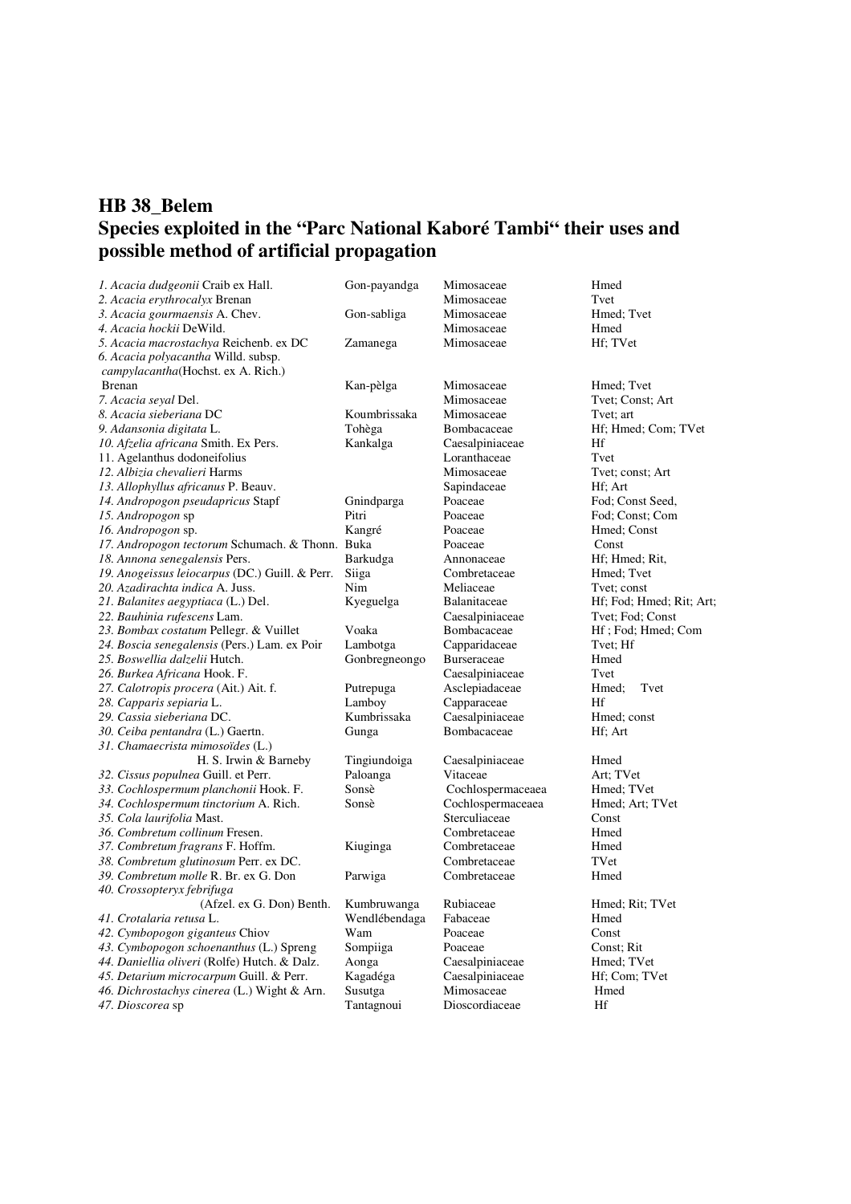## HB 38_Belem

## Species exploited in the "Parc National Kaboré Tambi" their uses and possible method of artificial propagation

| Species | Local name | Family | Uses |
|---|---|---|---|
| 1. *Acacia dudgeonii* Craib ex Hall. | Gon-payandga | Mimosaceae | Hmed |
| 2. *Acacia erythrocalyx* Brenan | | Mimosaceae | Tvet |
| 3. *Acacia gourmaensis* A. Chev. | Gon-sabliga | Mimosaceae | Hmed; Tvet |
| 4. *Acacia hockii* DeWild. | | Mimosaceae | Hmed |
| 5. *Acacia macrostachya* Reichenb. ex DC | Zamanega | Mimosaceae | Hf; TVet |
| 6. *Acacia polyacantha* Willd. subsp. *campylacantha*(Hochst. ex A. Rich.) Brenan | Kan-pèlga | Mimosaceae | Hmed; Tvet |
| 7. *Acacia seyal* Del. | | Mimosaceae | Tvet; Const; Art |
| 8. *Acacia sieberiana* DC | Koumbrissaka | Mimosaceae | Tvet; art |
| 9. *Adansonia digitata* L. | Tohèga | Bombacaceae | Hf; Hmed; Com; TVet |
| 10. *Afzelia africana* Smith. Ex Pers. | Kankalga | Caesalpiniaceae | Hf |
| 11. Agelanthus dodoneifolius | | Loranthaceae | Tvet |
| 12. *Albizia chevalieri* Harms | | Mimosaceae | Tvet; const; Art |
| 13. *Allophyllus africanus* P. Beauv. | | Sapindaceae | Hf; Art |
| 14. *Andropogon pseudapricus* Stapf | Gnindparga | Poaceae | Fod; Const Seed, |
| 15. *Andropogon* sp | Pitri | Poaceae | Fod; Const; Com |
| 16. *Andropogon* sp. | Kangré | Poaceae | Hmed; Const |
| 17. *Andropogon tectorum* Schumach. & Thonn. | Buka | Poaceae | Const |
| 18. *Annona senegalensis* Pers. | Barkudga | Annonaceae | Hf; Hmed; Rit, |
| 19. *Anogeissus leiocarpus* (DC.) Guill. & Perr. | Siiga | Combretaceae | Hmed; Tvet |
| 20. *Azadirachta indica* A. Juss. | Nim | Meliaceae | Tvet; const |
| 21. *Balanites aegyptiaca* (L.) Del. | Kyeguelga | Balanitaceae | Hf; Fod; Hmed; Rit; Art; |
| 22. *Bauhinia rufescens* Lam. | | Caesalpiniaceae | Tvet; Fod; Const |
| 23. *Bombax costatum* Pellegr. & Vuillet | Voaka | Bombacaceae | Hf ; Fod; Hmed; Com |
| 24. *Boscia senegalensis* (Pers.) Lam. ex Poir | Lambotga | Capparidaceae | Tvet; Hf |
| 25. *Boswellia dalzelii* Hutch. | Gonbregneongo | Burseraceae | Hmed |
| 26. *Burkea Africana* Hook. F. | | Caesalpiniaceae | Tvet |
| 27. *Calotropis procera* (Ait.) Ait. f. | Putrepuga | Asclepiadaceae | Hmed; Tvet |
| 28. *Capparis sepiaria* L. | Lamboy | Capparaceae | Hf |
| 29. *Cassia sieberiana* DC. | Kumbrissaka | Caesalpiniaceae | Hmed; const |
| 30. *Ceiba pentandra* (L.) Gaertn. | Gunga | Bombacaceae | Hf; Art |
| 31. *Chamaecrista mimosoïdes* (L.) H. S. Irwin & Barneby | Tingiundoiga | Caesalpiniaceae | Hmed |
| 32. *Cissus populnea* Guill. et Perr. | Paloanga | Vitaceae | Art; TVet |
| 33. *Cochlospermum planchonii* Hook. F. | Sonsè | Cochlospermaceaea | Hmed; TVet |
| 34. *Cochlospermum tinctorium* A. Rich. | Sonsè | Cochlospermaceaea | Hmed; Art; TVet |
| 35. *Cola laurifolia* Mast. | | Sterculiaceae | Const |
| 36. *Combretum collinum* Fresen. | | Combretaceae | Hmed |
| 37. *Combretum fragrans* F. Hoffm. | Kiuginga | Combretaceae | Hmed |
| 38. *Combretum glutinosum* Perr. ex DC. | | Combretaceae | TVet |
| 39. *Combretum molle* R. Br. ex G. Don | Parwiga | Combretaceae | Hmed |
| 40. *Crossopteryx febrifuga* (Afzel. ex G. Don) Benth. | Kumbruwanga | Rubiaceae | Hmed; Rit; TVet |
| 41. *Crotalaria retusa* L. | Wendlébendaga | Fabaceae | Hmed |
| 42. *Cymbopogon giganteus* Chiov | Wam | Poaceae | Const |
| 43. *Cymbopogon schoenanthus* (L.) Spreng | Sompiiga | Poaceae | Const; Rit |
| 44. *Daniellia oliveri* (Rolfe) Hutch. & Dalz. | Aonga | Caesalpiniaceae | Hmed; TVet |
| 45. *Detarium microcarpum* Guill. & Perr. | Kagadéga | Caesalpiniaceae | Hf; Com; TVet |
| 46. *Dichrostachys cinerea* (L.) Wight & Arn. | Susutga | Mimosaceae | Hmed |
| 47. *Dioscorea* sp | Tantagnoui | Dioscordiaceae | Hf |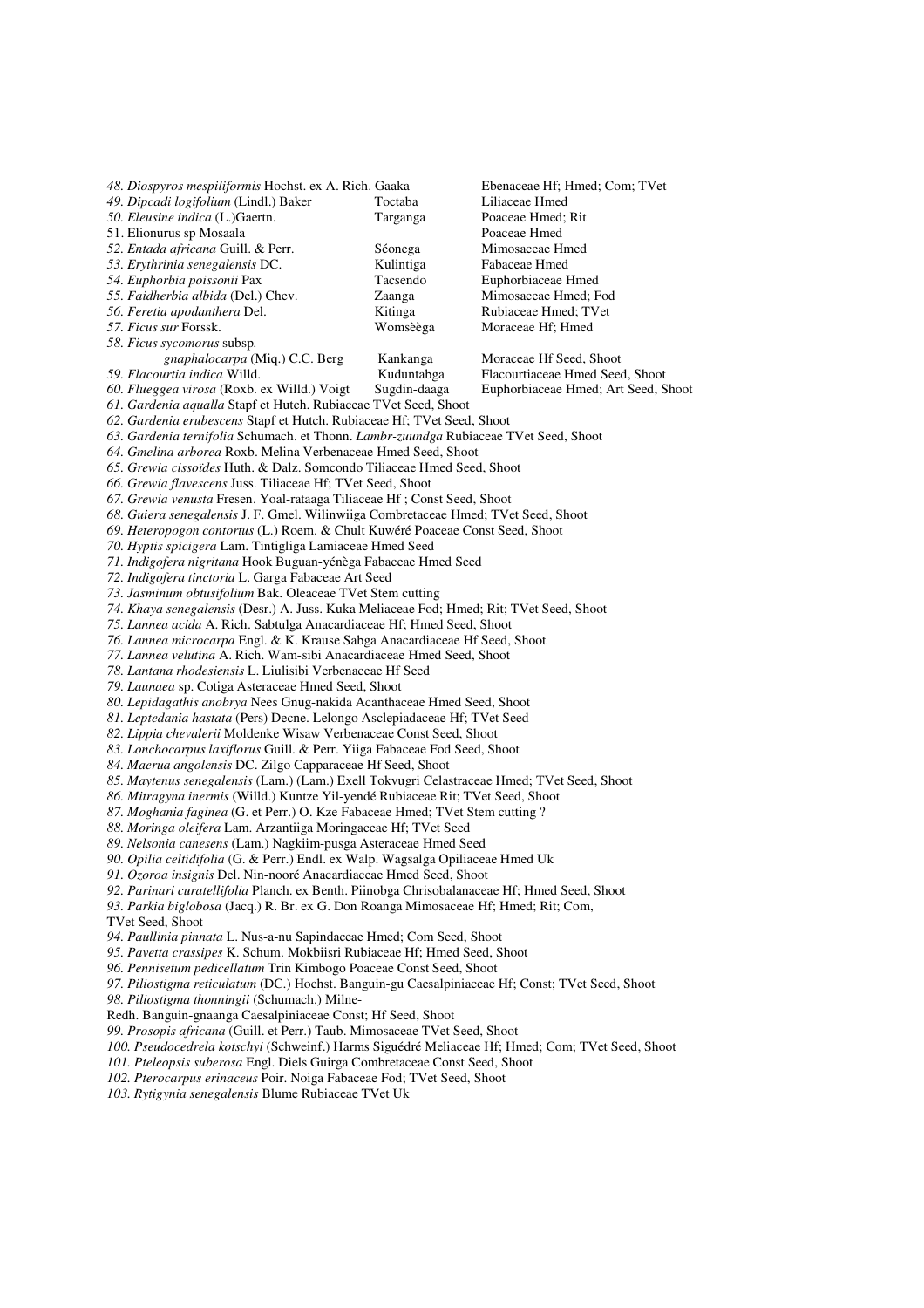*48. Diospyros mespiliformis* Hochst. ex A. Rich. Gaaka Ebenaceae Hf; Hmed; Com; TVet

*49. Dipcadi logifolium* (Lindl.) Baker Toctaba Liliaceae Hmed

*50. Eleusine indica* (L.)Gaertn. Targanga Poaceae Hmed; Rit

51. Elionurus sp Mosaala Poaceae Hmed

*52. Entada africana* Guill. & Perr. Séonega Mimosaceae Hmed

*53. Erythrinia senegalensis* DC. Kulintiga Fabaceae Hmed

*54. Euphorbia poissonii* Pax Tacsendo Euphorbiaceae Hmed

*55. Faidherbia albida* (Del.) Chev. Zaanga Mimosaceae Hmed; Fod

*56. Feretia apodanthera* Del. Kitinga Rubiaceae Hmed; TVet

*57. Ficus sur* Forssk. Womsèèga Moraceae Hf; Hmed

*58. Ficus sycomorus* subsp. *gnaphalocarpa* (Miq.) C.C. Berg Kankanga Moraceae Hf Seed, Shoot

*59. Flacourtia indica* Willd. Kuduntabga Flacourtiaceae Hmed Seed, Shoot

*60. Flueggea virosa* (Roxb. ex Willd.) Voigt Sugdin-daaga Euphorbiaceae Hmed; Art Seed, Shoot

*61. Gardenia aqualla* Stapf et Hutch. Rubiaceae TVet Seed, Shoot

*62. Gardenia erubescens* Stapf et Hutch. Rubiaceae Hf; TVet Seed, Shoot

*63. Gardenia ternifolia* Schumach. et Thonn. *Lambr-zuundga* Rubiaceae TVet Seed, Shoot

*64. Gmelina arborea* Roxb. Melina Verbenaceae Hmed Seed, Shoot

*65. Grewia cissoïdes* Huth. & Dalz. Somcondo Tiliaceae Hmed Seed, Shoot

*66. Grewia flavescens* Juss. Tiliaceae Hf; TVet Seed, Shoot

*67. Grewia venusta* Fresen. Yoal-rataaga Tiliaceae Hf ; Const Seed, Shoot

*68. Guiera senegalensis* J. F. Gmel. Wilinwiiga Combretaceae Hmed; TVet Seed, Shoot

*69. Heteropogon contortus* (L.) Roem. & Chult Kuwéré Poaceae Const Seed, Shoot

*70. Hyptis spicigera* Lam. Tintigliga Lamiaceae Hmed Seed

*71. Indigofera nigritana* Hook Buguan-yénèga Fabaceae Hmed Seed

*72. Indigofera tinctoria* L. Garga Fabaceae Art Seed

*73. Jasminum obtusifolium* Bak. Oleaceae TVet Stem cutting

*74. Khaya senegalensis* (Desr.) A. Juss. Kuka Meliaceae Fod; Hmed; Rit; TVet Seed, Shoot

*75. Lannea acida* A. Rich. Sabtulga Anacardiaceae Hf; Hmed Seed, Shoot

*76. Lannea microcarpa* Engl. & K. Krause Sabga Anacardiaceae Hf Seed, Shoot

*77. Lannea velutina* A. Rich. Wam-sibi Anacardiaceae Hmed Seed, Shoot

*78. Lantana rhodesiensis* L. Liulisibi Verbenaceae Hf Seed

*79. Launaea* sp. Cotiga Asteraceae Hmed Seed, Shoot

*80. Lepidagathis anobrya* Nees Gnug-nakida Acanthaceae Hmed Seed, Shoot

*81. Leptedania hastata* (Pers) Decne. Lelongo Asclepiadaceae Hf; TVet Seed

*82. Lippia chevalerii* Moldenke Wisaw Verbenaceae Const Seed, Shoot

*83. Lonchocarpus laxiflorus* Guill. & Perr. Yiiga Fabaceae Fod Seed, Shoot

*84. Maerua angolensis* DC. Zilgo Capparaceae Hf Seed, Shoot

*85. Maytenus senegalensis* (Lam.) (Lam.) Exell Tokvugri Celastraceae Hmed; TVet Seed, Shoot

*86. Mitragyna inermis* (Willd.) Kuntze Yil-yendé Rubiaceae Rit; TVet Seed, Shoot

*87. Moghania faginea* (G. et Perr.) O. Kze Fabaceae Hmed; TVet Stem cutting ?

*88. Moringa oleifera* Lam. Arzantiiga Moringaceae Hf; TVet Seed

*89. Nelsonia canesens* (Lam.) Nagkiim-pusga Asteraceae Hmed Seed

*90. Opilia celtidifolia* (G. & Perr.) Endl. ex Walp. Wagsalga Opiliaceae Hmed Uk

*91. Ozoroa insignis* Del. Nin-nooré Anacardiaceae Hmed Seed, Shoot

*92. Parinari curatellifolia* Planch. ex Benth. Piinobga Chrisobalanaceae Hf; Hmed Seed, Shoot

*93. Parkia biglobosa* (Jacq.) R. Br. ex G. Don Roanga Mimosaceae Hf; Hmed; Rit; Com, TVet Seed, Shoot

*94. Paullinia pinnata* L. Nus-a-nu Sapindaceae Hmed; Com Seed, Shoot

*95. Pavetta crassipes* K. Schum. Mokbiisri Rubiaceae Hf; Hmed Seed, Shoot

*96. Pennisetum pedicellatum* Trin Kimbogo Poaceae Const Seed, Shoot

*97. Piliostigma reticulatum* (DC.) Hochst. Banguin-gu Caesalpiniaceae Hf; Const; TVet Seed, Shoot

*98. Piliostigma thonningii* (Schumach.) Milne-Redh. Banguin-gnaanga Caesalpiniaceae Const; Hf Seed, Shoot

*99. Prosopis africana* (Guill. et Perr.) Taub. Mimosaceae TVet Seed, Shoot

*100. Pseudocedrela kotschyi* (Schweinf.) Harms Siguédré Meliaceae Hf; Hmed; Com; TVet Seed, Shoot

*101. Pteleopsis suberosa* Engl. Diels Guirga Combretaceae Const Seed, Shoot

*102. Pterocarpus erinaceus* Poir. Noiga Fabaceae Fod; TVet Seed, Shoot

*103. Rytigynia senegalensis* Blume Rubiaceae TVet Uk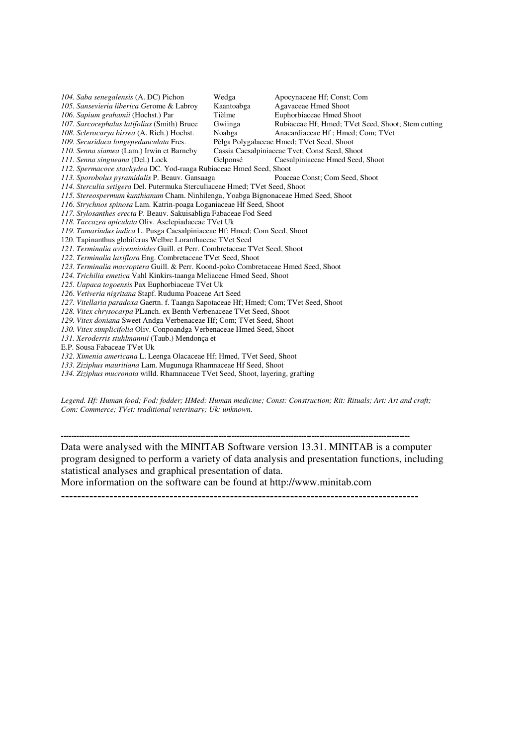*104. Saba senegalensis* (A. DC) Pichon Wedga Apocynaceae Hf; Const; Com
*105. Sansevieria liberica Ge*rome & Labroy Kaantoabga Agavaceae Hmed Shoot
*106. Sapium grahamii* (Hochst.) Par Tièlme Euphorbiaceae Hmed Shoot
*107. Sarcocephalus latifolius* (Smith) Bruce Gwiinga Rubiaceae Hf; Hmed; TVet Seed, Shoot; Stem cutting
*108. Sclerocarya birrea* (A. Rich.) Hochst. Noabga Anacardiaceae Hf ; Hmed; Com; TVet
*109. Securidaca longepedunculata* Fres. Pèlga Polygalaceae Hmed; TVet Seed, Shoot
*110. Senna siamea* (Lam.) Irwin et Barneby Cassia Caesalpiniaceae Tvet; Const Seed, Shoot
*111. Senna singueana* (Del.) Lock Gelponsé Caesalpiniaceae Hmed Seed, Shoot
*112. Spermacoce stachydea* DC. Yod-raaga Rubiaceae Hmed Seed, Shoot
*113. Sporobolus pyramidalis* P. Beauv. Gansaaga Poaceae Const; Com Seed, Shoot
*114. Sterculia setigera* Del. Putermuka Sterculiaceae Hmed; TVet Seed, Shoot
*115. Stereospermum kunthianum* Cham. Ninhilenga, Yoabga Bignonaceae Hmed Seed, Shoot
*116. Strychnos spinosa* Lam. Katrin-poaga Loganiaceae Hf Seed, Shoot
*117. Stylosanthes erecta* P. Beauv. Sakuisabliga Fabaceae Fod Seed
*118. Taccazea apiculata* Oliv. Asclepiadaceae TVet Uk
*119. Tamarindus indica* L. Pusga Caesalpiniaceae Hf; Hmed; Com Seed, Shoot
120. Tapinanthus globiferus Welbre Loranthaceae TVet Seed
*121. Terminalia avicennioides* Guill. et Perr. Combretaceae TVet Seed, Shoot
*122. Terminalia laxiflora* Eng. Combretaceae TVet Seed, Shoot
*123. Terminalia macroptera* Guill. & Perr. Koond-poko Combretaceae Hmed Seed, Shoot
*124. Trichilia emetica* Vahl Kinkirs-taanga Meliaceae Hmed Seed, Shoot
*125. Uapaca togoensis* Pax Euphorbiaceae TVet Uk
*126. Vetiveria nigritana* Stapf. Ruduma Poaceae Art Seed
*127. Vitellaria paradoxa* Gaertn. f. Taanga Sapotaceae Hf; Hmed; Com; TVet Seed, Shoot
*128. Vitex chrysocarpa* PLanch. ex Benth Verbenaceae TVet Seed, Shoot
*129. Vitex doniana* Sweet Andga Verbenaceae Hf; Com; TVet Seed, Shoot
*130. Vitex simplicifolia* Oliv. Conpoandga Verbenaceae Hmed Seed, Shoot
*131. Xeroderris stuhlmannii* (Taub.) Mendonça et
E.P. Sousa Fabaceae TVet Uk
*132. Ximenia americana* L. Leenga Olacaceae Hf; Hmed, TVet Seed, Shoot
*133. Ziziphus mauritiana* Lam. Mugunuga Rhamnaceae Hf Seed, Shoot
*134. Ziziphus mucronata* willd. Rhamnaceae TVet Seed, Shoot, layering, grafting

*Legend. Hf: Human food; Fod: fodder; HMed: Human medicine; Const: Construction; Rit: Rituals; Art: Art and craft; Com: Commerce; TVet: traditional veterinary; Uk: unknown.*

---

Data were analysed with the MINITAB Software version 13.31. MINITAB is a computer program designed to perform a variety of data analysis and presentation functions, including statistical analyses and graphical presentation of data.
More information on the software can be found at http://www.minitab.com

---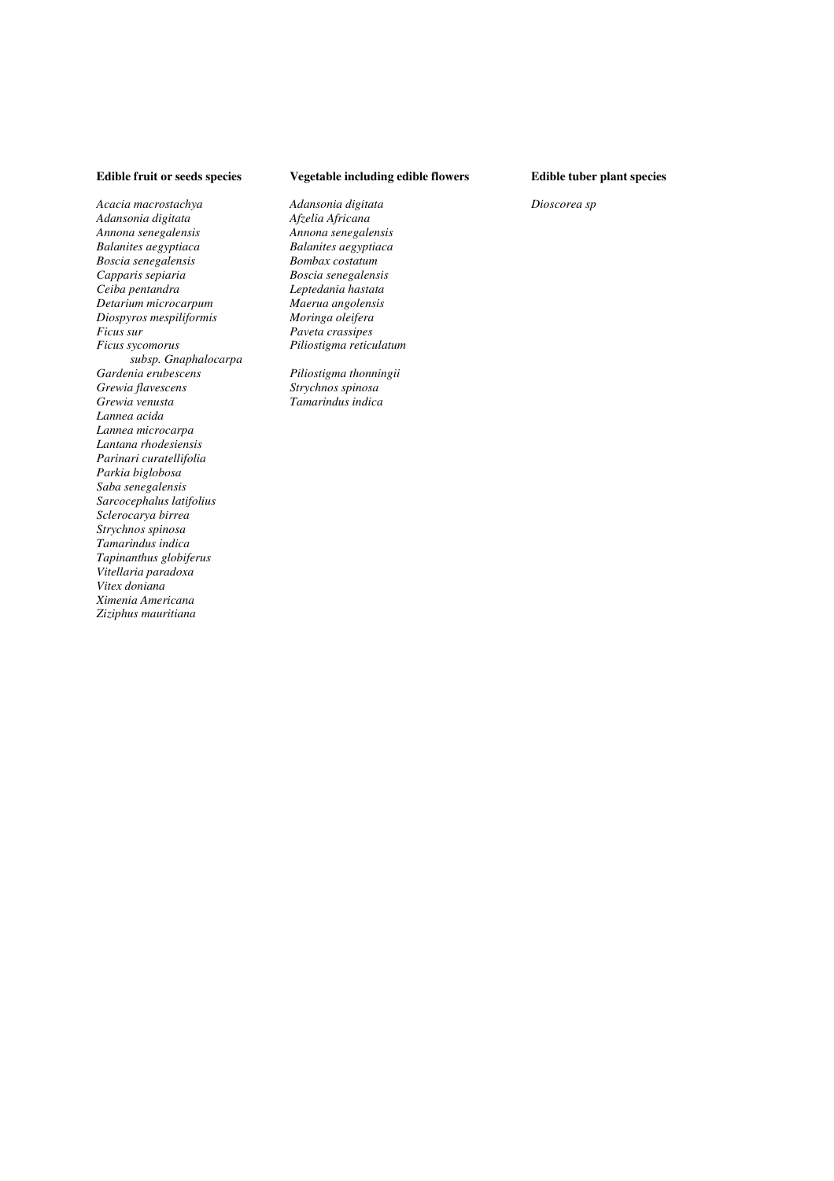| Edible fruit or seeds species | Vegetable including edible flowers | Edible tuber plant species |
|---|---|---|
| *Acacia macrostachya* | *Adansonia digitata* | *Dioscorea sp* |
| *Adansonia digitata* | *Afzelia Africana* | |
| *Annona senegalensis* | *Annona senegalensis* | |
| *Balanites aegyptiaca* | *Balanites aegyptiaca* | |
| *Boscia senegalensis* | *Bombax costatum* | |
| *Capparis sepiaria* | *Boscia senegalensis* | |
| *Ceiba pentandra* | *Leptedania hastata* | |
| *Detarium microcarpum* | *Maerua angolensis* | |
| *Diospyros mespiliformis* | *Moringa oleifera* | |
| *Ficus sur* | *Paveta crassipes* | |
| *Ficus sycomorus* subsp. *Gnaphalocarpa* | *Piliostigma reticulatum* | |
| *Gardenia erubescens* | *Piliostigma thonningii* | |
| *Grewia flavescens* | *Strychnos spinosa* | |
| *Grewia venusta* | *Tamarindus indica* | |
| *Lannea acida* | | |
| *Lannea microcarpa* | | |
| *Lantana rhodesiensis* | | |
| *Parinari curatellifolia* | | |
| *Parkia biglobosa* | | |
| *Saba senegalensis* | | |
| *Sarcocephalus latifolius* | | |
| *Sclerocarya birrea* | | |
| *Strychnos spinosa* | | |
| *Tamarindus indica* | | |
| *Tapinanthus globiferus* | | |
| *Vitellaria paradoxa* | | |
| *Vitex doniana* | | |
| *Ximenia Americana* | | |
| *Ziziphus mauritiana* | | |